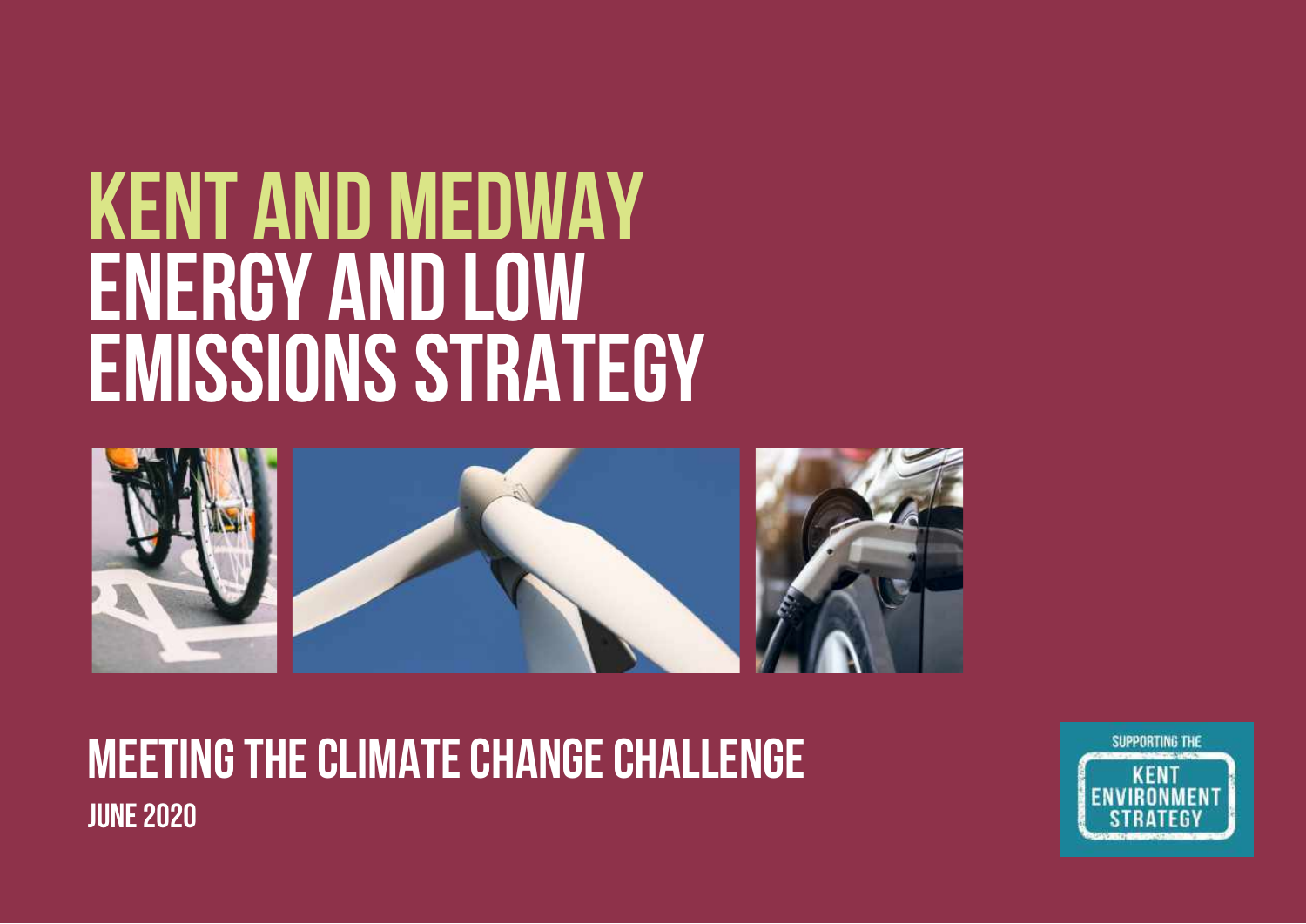# KENT AND MEDWAY ENERGY AND LOW EMISSIONS STRATEGY

## MEETING THE CLIMATE CHANGE CHALLENGE

**JUNE 2020**

SUPPORTING THE KENT ENVIRONMENT STRATEGY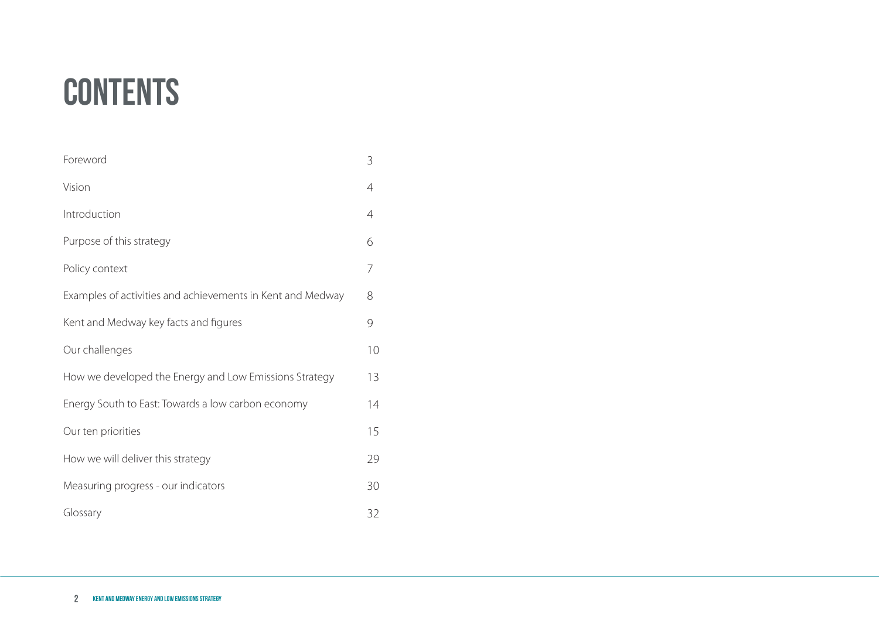# CONTENTS

| | |
|---|---|
| Foreword | 3 |
| Vision | 4 |
| Introduction | 4 |
| Purpose of this strategy | 6 |
| Policy context | 7 |
| Examples of activities and achievements in Kent and Medway | 8 |
| Kent and Medway key facts and figures | 9 |
| Our challenges | 10 |
| How we developed the Energy and Low Emissions Strategy | 13 |
| Energy South to East: Towards a low carbon economy | 14 |
| Our ten priorities | 15 |
| How we will deliver this strategy | 29 |
| Measuring progress - our indicators | 30 |
| Glossary | 32 |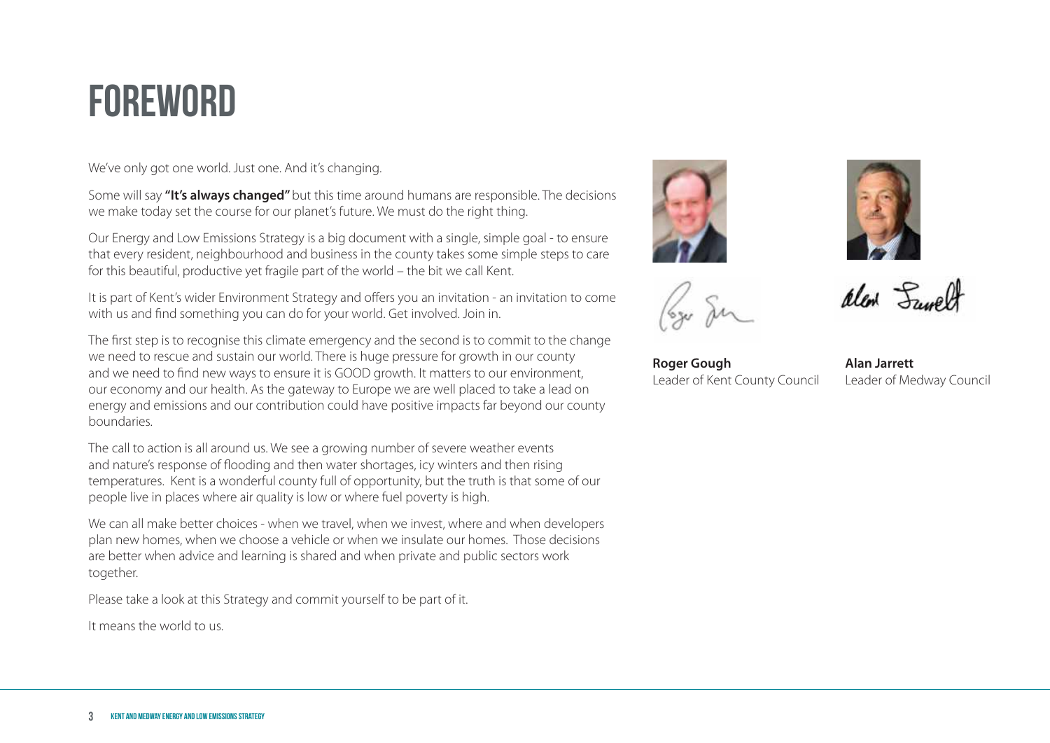# FOREWORD

We've only got one world. Just one. And it's changing.

Some will say **"It's always changed"** but this time around humans are responsible. The decisions we make today set the course for our planet's future. We must do the right thing.

Our Energy and Low Emissions Strategy is a big document with a single, simple goal - to ensure that every resident, neighbourhood and business in the county takes some simple steps to care for this beautiful, productive yet fragile part of the world – the bit we call Kent.

It is part of Kent's wider Environment Strategy and offers you an invitation - an invitation to come with us and find something you can do for your world. Get involved. Join in.

The first step is to recognise this climate emergency and the second is to commit to the change we need to rescue and sustain our world. There is huge pressure for growth in our county and we need to find new ways to ensure it is GOOD growth. It matters to our environment, our economy and our health. As the gateway to Europe we are well placed to take a lead on energy and emissions and our contribution could have positive impacts far beyond our county boundaries.

The call to action is all around us. We see a growing number of severe weather events and nature's response of flooding and then water shortages, icy winters and then rising temperatures. Kent is a wonderful county full of opportunity, but the truth is that some of our people live in places where air quality is low or where fuel poverty is high.

We can all make better choices - when we travel, when we invest, where and when developers plan new homes, when we choose a vehicle or when we insulate our homes. Those decisions are better when advice and learning is shared and when private and public sectors work together.

Please take a look at this Strategy and commit yourself to be part of it.

It means the world to us.

**Roger Gough**
Leader of Kent County Council

**Alan Jarrett**
Leader of Medway Council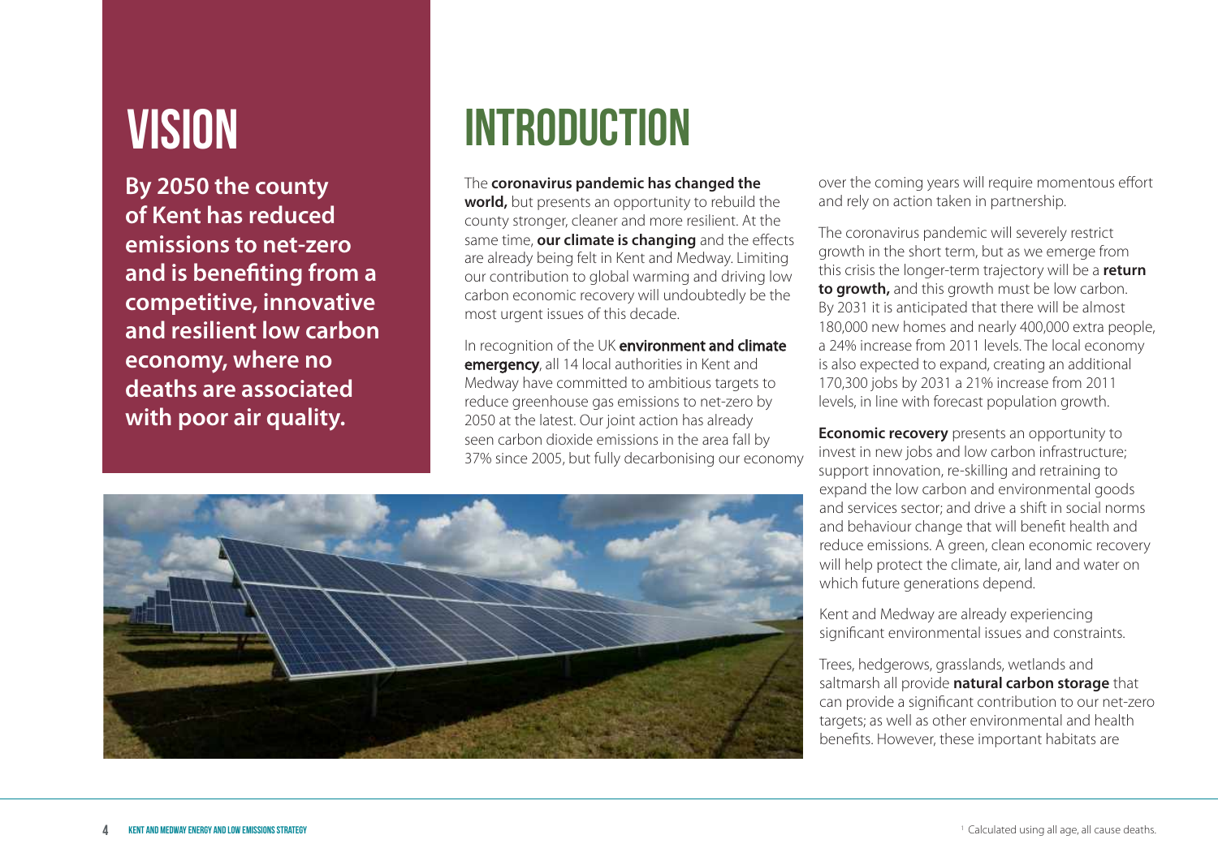# VISION

**By 2050 the county of Kent has reduced emissions to net-zero and is benefiting from a competitive, innovative and resilient low carbon economy, where no deaths are associated with poor air quality.**

# INTRODUCTION

The **coronavirus pandemic has changed the world,** but presents an opportunity to rebuild the county stronger, cleaner and more resilient. At the same time, **our climate is changing** and the effects are already being felt in Kent and Medway. Limiting our contribution to global warming and driving low carbon economic recovery will undoubtedly be the most urgent issues of this decade.

In recognition of the UK **environment and climate emergency**, all 14 local authorities in Kent and Medway have committed to ambitious targets to reduce greenhouse gas emissions to net-zero by 2050 at the latest. Our joint action has already seen carbon dioxide emissions in the area fall by 37% since 2005, but fully decarbonising our economy over the coming years will require momentous effort and rely on action taken in partnership.

The coronavirus pandemic will severely restrict growth in the short term, but as we emerge from this crisis the longer-term trajectory will be a **return to growth,** and this growth must be low carbon. By 2031 it is anticipated that there will be almost 180,000 new homes and nearly 400,000 extra people, a 24% increase from 2011 levels. The local economy is also expected to expand, creating an additional 170,300 jobs by 2031 a 21% increase from 2011 levels, in line with forecast population growth.

**Economic recovery** presents an opportunity to invest in new jobs and low carbon infrastructure; support innovation, re-skilling and retraining to expand the low carbon and environmental goods and services sector; and drive a shift in social norms and behaviour change that will benefit health and reduce emissions. A green, clean economic recovery will help protect the climate, air, land and water on which future generations depend.

Kent and Medway are already experiencing significant environmental issues and constraints.

Trees, hedgerows, grasslands, wetlands and saltmarsh all provide **natural carbon storage** that can provide a significant contribution to our net-zero targets; as well as other environmental and health benefits. However, these important habitats are

[1] Calculated using all age, all cause deaths.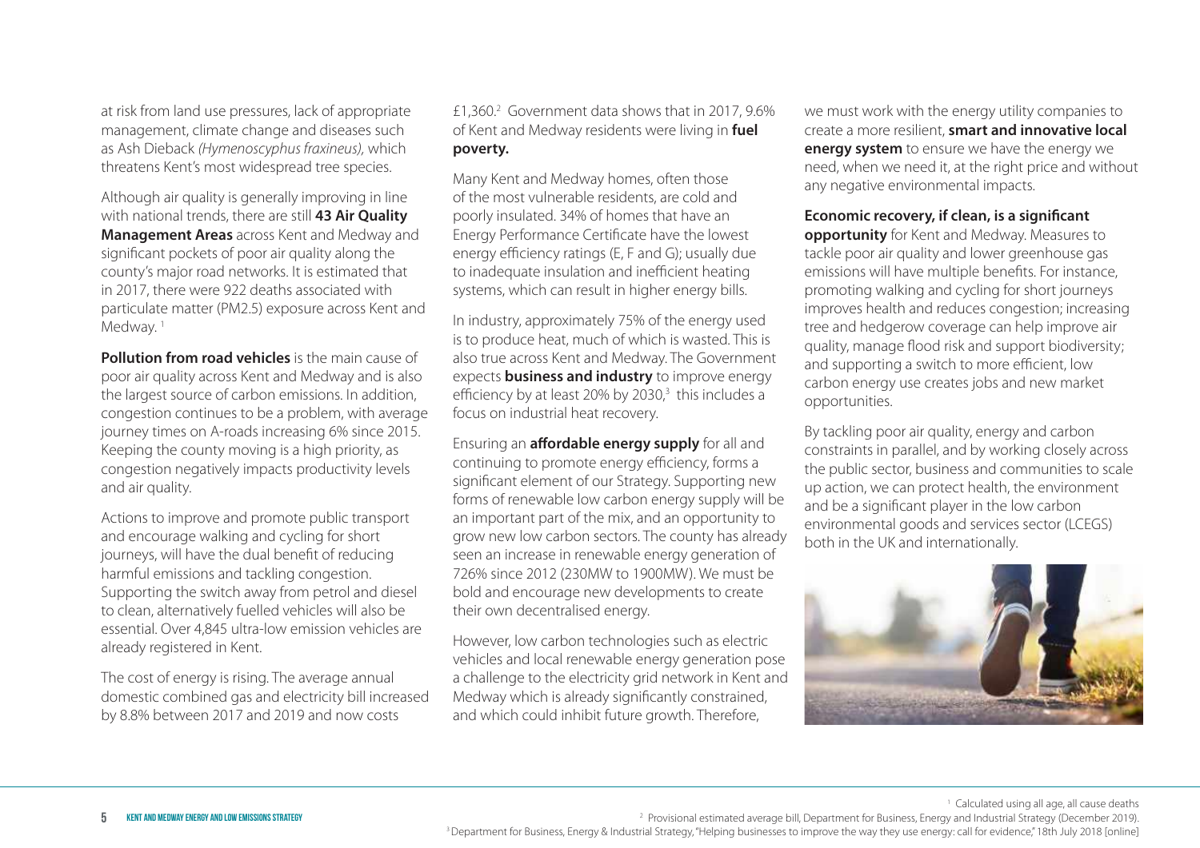at risk from land use pressures, lack of appropriate management, climate change and diseases such as Ash Dieback *(Hymenoscyphus fraxineus),* which threatens Kent's most widespread tree species.

Although air quality is generally improving in line with national trends, there are still **43 Air Quality Management Areas** across Kent and Medway and significant pockets of poor air quality along the county's major road networks. It is estimated that in 2017, there were 922 deaths associated with particulate matter (PM2.5) exposure across Kent and Medway.[1]

**Pollution from road vehicles** is the main cause of poor air quality across Kent and Medway and is also the largest source of carbon emissions. In addition, congestion continues to be a problem, with average journey times on A-roads increasing 6% since 2015. Keeping the county moving is a high priority, as congestion negatively impacts productivity levels and air quality.

Actions to improve and promote public transport and encourage walking and cycling for short journeys, will have the dual benefit of reducing harmful emissions and tackling congestion. Supporting the switch away from petrol and diesel to clean, alternatively fuelled vehicles will also be essential. Over 4,845 ultra-low emission vehicles are already registered in Kent.

The cost of energy is rising. The average annual domestic combined gas and electricity bill increased by 8.8% between 2017 and 2019 and now costs £1,360.[2] Government data shows that in 2017, 9.6% of Kent and Medway residents were living in **fuel poverty.**

Many Kent and Medway homes, often those of the most vulnerable residents, are cold and poorly insulated. 34% of homes that have an Energy Performance Certificate have the lowest energy efficiency ratings (E, F and G); usually due to inadequate insulation and inefficient heating systems, which can result in higher energy bills.

In industry, approximately 75% of the energy used is to produce heat, much of which is wasted. This is also true across Kent and Medway. The Government expects **business and industry** to improve energy efficiency by at least 20% by 2030,[3] this includes a focus on industrial heat recovery.

Ensuring an **affordable energy supply** for all and continuing to promote energy efficiency, forms a significant element of our Strategy. Supporting new forms of renewable low carbon energy supply will be an important part of the mix, and an opportunity to grow new low carbon sectors. The county has already seen an increase in renewable energy generation of 726% since 2012 (230MW to 1900MW). We must be bold and encourage new developments to create their own decentralised energy.

However, low carbon technologies such as electric vehicles and local renewable energy generation pose a challenge to the electricity grid network in Kent and Medway which is already significantly constrained, and which could inhibit future growth. Therefore, we must work with the energy utility companies to create a more resilient, **smart and innovative local energy system** to ensure we have the energy we need, when we need it, at the right price and without any negative environmental impacts.

**Economic recovery, if clean, is a significant opportunity** for Kent and Medway. Measures to tackle poor air quality and lower greenhouse gas emissions will have multiple benefits. For instance, promoting walking and cycling for short journeys improves health and reduces congestion; increasing tree and hedgerow coverage can help improve air quality, manage flood risk and support biodiversity; and supporting a switch to more efficient, low carbon energy use creates jobs and new market opportunities.

By tackling poor air quality, energy and carbon constraints in parallel, and by working closely across the public sector, business and communities to scale up action, we can protect health, the environment and be a significant player in the low carbon environmental goods and services sector (LCEGS) both in the UK and internationally.

[1] Calculated using all age, all cause deaths

[2] Provisional estimated average bill, Department for Business, Energy and Industrial Strategy (December 2019).

[3] Department for Business, Energy & Industrial Strategy, "Helping businesses to improve the way they use energy: call for evidence," 18th July 2018 [online]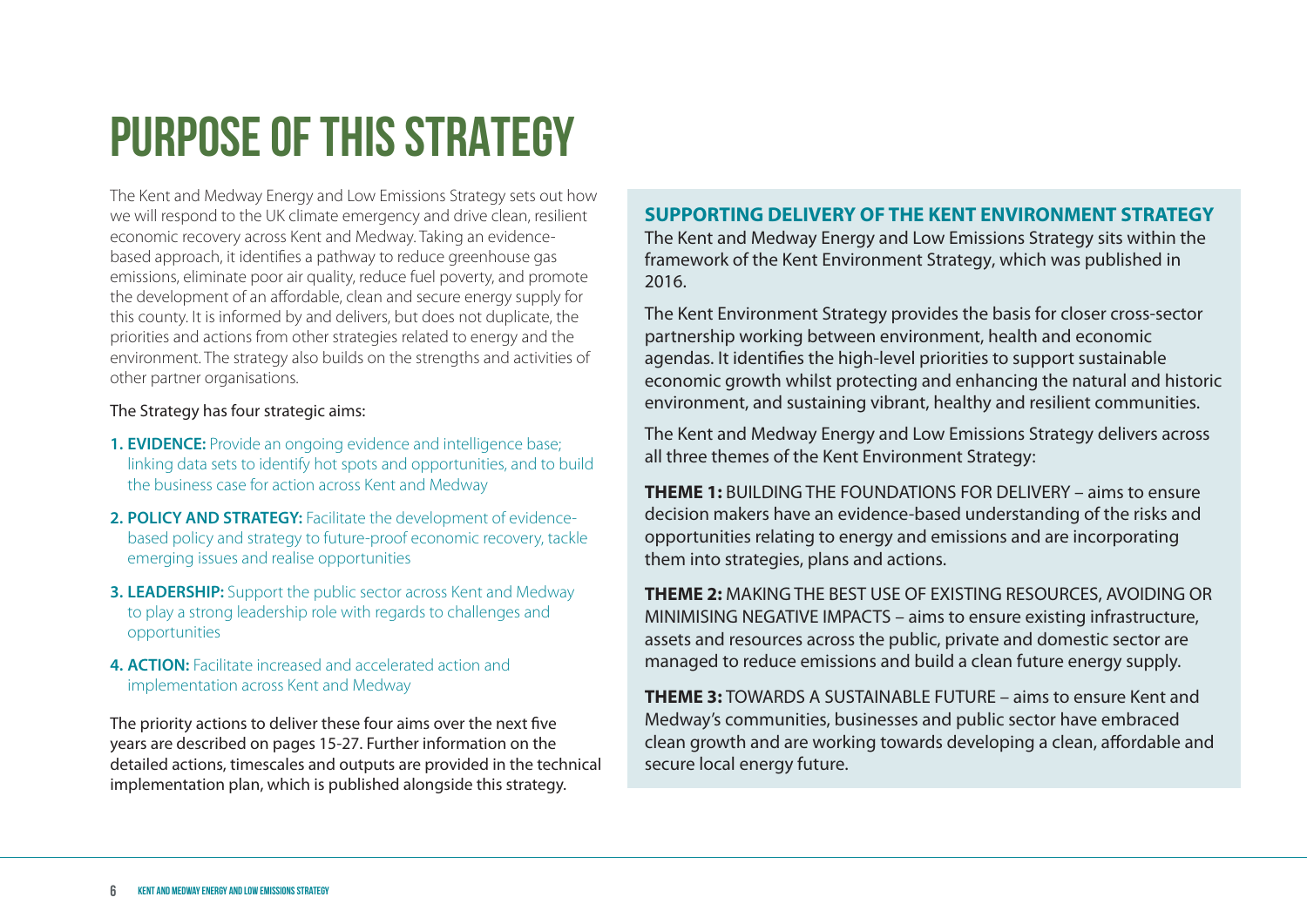# PURPOSE OF THIS STRATEGY

The Kent and Medway Energy and Low Emissions Strategy sets out how we will respond to the UK climate emergency and drive clean, resilient economic recovery across Kent and Medway. Taking an evidence-based approach, it identifies a pathway to reduce greenhouse gas emissions, eliminate poor air quality, reduce fuel poverty, and promote the development of an affordable, clean and secure energy supply for this county. It is informed by and delivers, but does not duplicate, the priorities and actions from other strategies related to energy and the environment. The strategy also builds on the strengths and activities of other partner organisations.

The Strategy has four strategic aims:

1. **EVIDENCE:** Provide an ongoing evidence and intelligence base; linking data sets to identify hot spots and opportunities, and to build the business case for action across Kent and Medway
2. **POLICY AND STRATEGY:** Facilitate the development of evidence-based policy and strategy to future-proof economic recovery, tackle emerging issues and realise opportunities
3. **LEADERSHIP:** Support the public sector across Kent and Medway to play a strong leadership role with regards to challenges and opportunities
4. **ACTION:** Facilitate increased and accelerated action and implementation across Kent and Medway

The priority actions to deliver these four aims over the next five years are described on pages 15-27. Further information on the detailed actions, timescales and outputs are provided in the technical implementation plan, which is published alongside this strategy.

## SUPPORTING DELIVERY OF THE KENT ENVIRONMENT STRATEGY

The Kent and Medway Energy and Low Emissions Strategy sits within the framework of the Kent Environment Strategy, which was published in 2016.

The Kent Environment Strategy provides the basis for closer cross-sector partnership working between environment, health and economic agendas. It identifies the high-level priorities to support sustainable economic growth whilst protecting and enhancing the natural and historic environment, and sustaining vibrant, healthy and resilient communities.

The Kent and Medway Energy and Low Emissions Strategy delivers across all three themes of the Kent Environment Strategy:

**THEME 1:** BUILDING THE FOUNDATIONS FOR DELIVERY – aims to ensure decision makers have an evidence-based understanding of the risks and opportunities relating to energy and emissions and are incorporating them into strategies, plans and actions.

**THEME 2:** MAKING THE BEST USE OF EXISTING RESOURCES, AVOIDING OR MINIMISING NEGATIVE IMPACTS – aims to ensure existing infrastructure, assets and resources across the public, private and domestic sector are managed to reduce emissions and build a clean future energy supply.

**THEME 3:** TOWARDS A SUSTAINABLE FUTURE – aims to ensure Kent and Medway's communities, businesses and public sector have embraced clean growth and are working towards developing a clean, affordable and secure local energy future.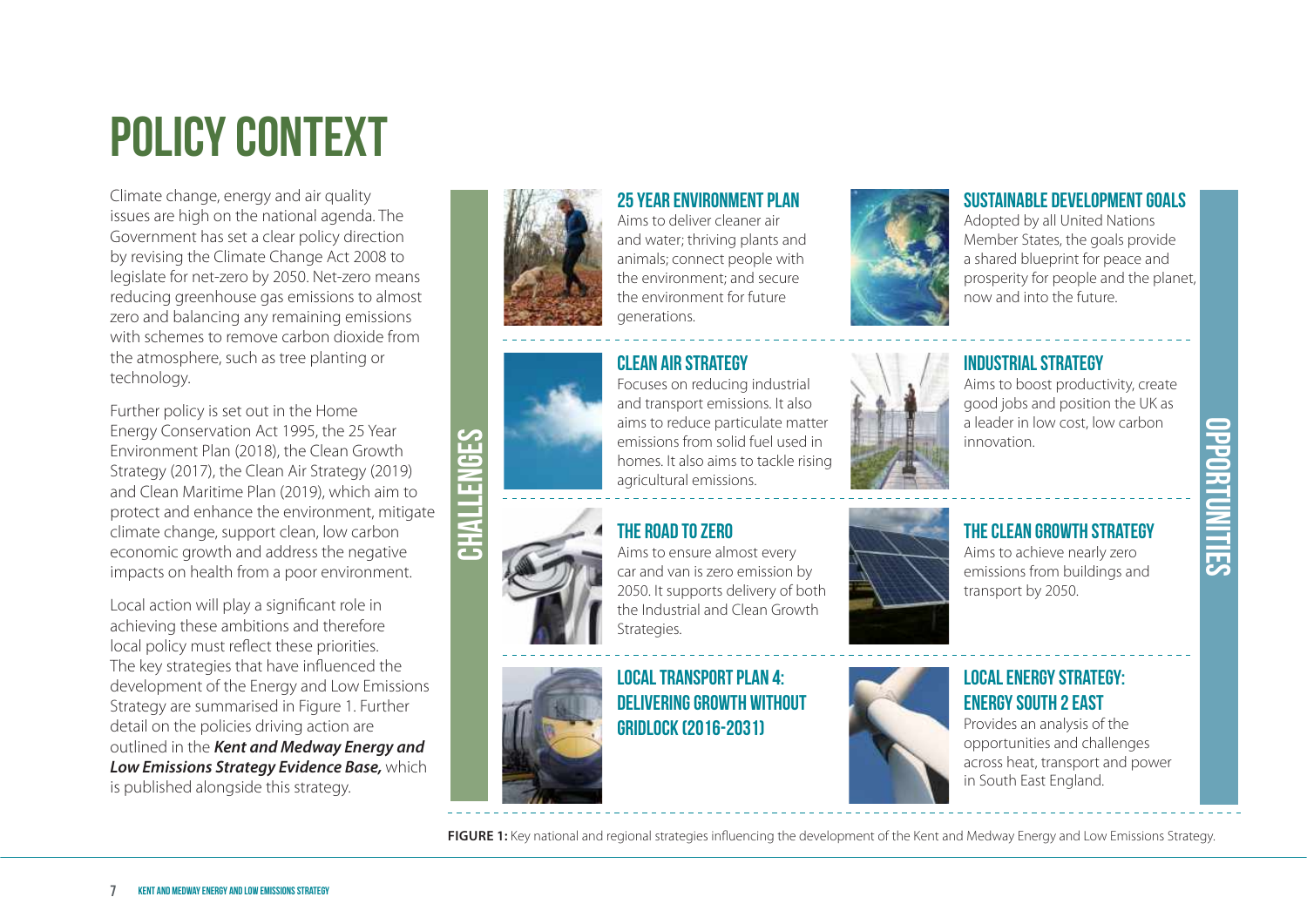# POLICY CONTEXT

Climate change, energy and air quality issues are high on the national agenda. The Government has set a clear policy direction by revising the Climate Change Act 2008 to legislate for net-zero by 2050. Net-zero means reducing greenhouse gas emissions to almost zero and balancing any remaining emissions with schemes to remove carbon dioxide from the atmosphere, such as tree planting or technology.

Further policy is set out in the Home Energy Conservation Act 1995, the 25 Year Environment Plan (2018), the Clean Growth Strategy (2017), the Clean Air Strategy (2019) and Clean Maritime Plan (2019), which aim to protect and enhance the environment, mitigate climate change, support clean, low carbon economic growth and address the negative impacts on health from a poor environment.

Local action will play a significant role in achieving these ambitions and therefore local policy must reflect these priorities. The key strategies that have influenced the development of the Energy and Low Emissions Strategy are summarised in Figure 1. Further detail on the policies driving action are outlined in the ***Kent and Medway Energy and Low Emissions Strategy Evidence Base,*** which is published alongside this strategy.

## CHALLENGES

### 25 YEAR ENVIRONMENT PLAN

Aims to deliver cleaner air and water; thriving plants and animals; connect people with the environment; and secure the environment for future generations.

### CLEAN AIR STRATEGY

Focuses on reducing industrial and transport emissions. It also aims to reduce particulate matter emissions from solid fuel used in homes. It also aims to tackle rising agricultural emissions.

### THE ROAD TO ZERO

Aims to ensure almost every car and van is zero emission by 2050. It supports delivery of both the Industrial and Clean Growth Strategies.

### LOCAL TRANSPORT PLAN 4: DELIVERING GROWTH WITHOUT GRIDLOCK (2016-2031)

## OPPORTUNITIES

### SUSTAINABLE DEVELOPMENT GOALS

Adopted by all United Nations Member States, the goals provide a shared blueprint for peace and prosperity for people and the planet, now and into the future.

### INDUSTRIAL STRATEGY

Aims to boost productivity, create good jobs and position the UK as a leader in low cost, low carbon innovation.

### THE CLEAN GROWTH STRATEGY

Aims to achieve nearly zero emissions from buildings and transport by 2050.

### LOCAL ENERGY STRATEGY: ENERGY SOUTH 2 EAST

Provides an analysis of the opportunities and challenges across heat, transport and power in South East England.

**FIGURE 1:** Key national and regional strategies influencing the development of the Kent and Medway Energy and Low Emissions Strategy.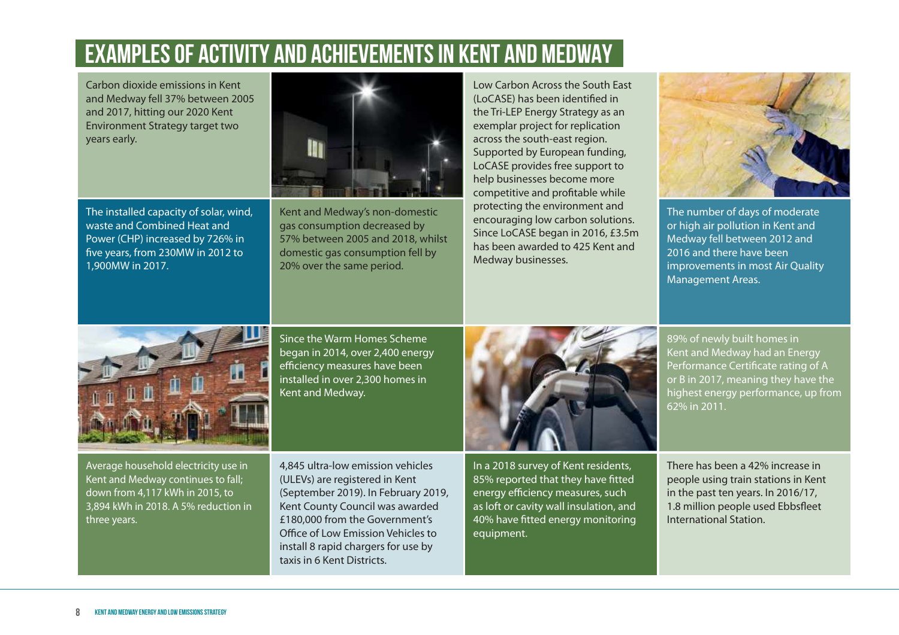# EXAMPLES OF ACTIVITY AND ACHIEVEMENTS IN KENT AND MEDWAY

Carbon dioxide emissions in Kent and Medway fell 37% between 2005 and 2017, hitting our 2020 Kent Environment Strategy target two years early.

The installed capacity of solar, wind, waste and Combined Heat and Power (CHP) increased by 726% in five years, from 230MW in 2012 to 1,900MW in 2017.

Kent and Medway's non-domestic gas consumption decreased by 57% between 2005 and 2018, whilst domestic gas consumption fell by 20% over the same period.

Low Carbon Across the South East (LoCASE) has been identified in the Tri-LEP Energy Strategy as an exemplar project for replication across the south-east region. Supported by European funding, LoCASE provides free support to help businesses become more competitive and profitable while protecting the environment and encouraging low carbon solutions. Since LoCASE began in 2016, £3.5m has been awarded to 425 Kent and Medway businesses.

The number of days of moderate or high air pollution in Kent and Medway fell between 2012 and 2016 and there have been improvements in most Air Quality Management Areas.

Since the Warm Homes Scheme began in 2014, over 2,400 energy efficiency measures have been installed in over 2,300 homes in Kent and Medway.

89% of newly built homes in Kent and Medway had an Energy Performance Certificate rating of A or B in 2017, meaning they have the highest energy performance, up from 62% in 2011.

Average household electricity use in Kent and Medway continues to fall; down from 4,117 kWh in 2015, to 3,894 kWh in 2018. A 5% reduction in three years.

4,845 ultra-low emission vehicles (ULEVs) are registered in Kent (September 2019). In February 2019, Kent County Council was awarded £180,000 from the Government's Office of Low Emission Vehicles to install 8 rapid chargers for use by taxis in 6 Kent Districts.

In a 2018 survey of Kent residents, 85% reported that they have fitted energy efficiency measures, such as loft or cavity wall insulation, and 40% have fitted energy monitoring equipment.

There has been a 42% increase in people using train stations in Kent in the past ten years. In 2016/17, 1.8 million people used Ebbsfleet International Station.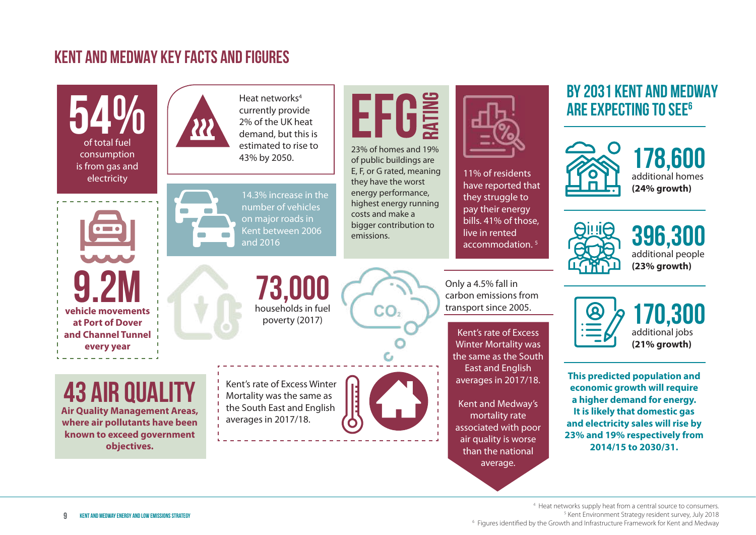# KENT AND MEDWAY KEY FACTS AND FIGURES

**54%** of total fuel consumption is from gas and electricity

Heat networks[4] currently provide 2% of the UK heat demand, but this is estimated to rise to 43% by 2050.

**EFG RATING**

23% of homes and 19% of public buildings are E, F, or G rated, meaning they have the worst energy performance, highest energy running costs and make a bigger contribution to emissions.

11% of residents have reported that they struggle to pay their energy bills. 41% of those, live in rented accommodation.[5]

14.3% increase in the number of vehicles on major roads in Kent between 2006 and 2016

**9.2M vehicle movements at Port of Dover and Channel Tunnel every year**

**73,000** households in fuel poverty (2017)

Only a 4.5% fall in carbon emissions from transport since 2005.

Kent's rate of Excess Winter Mortality was the same as the South East and English averages in 2017/18.

Kent and Medway's mortality rate associated with poor air quality is worse than the national average.

**43 AIR QUALITY Air Quality Management Areas, where air pollutants have been known to exceed government objectives.**

Kent's rate of Excess Winter Mortality was the same as the South East and English averages in 2017/18.

## BY 2031 KENT AND MEDWAY ARE EXPECTING TO SEE[6]

**178,600** additional homes **(24% growth)**

**396,300** additional people **(23% growth)**

**170,300** additional jobs **(21% growth)**

**This predicted population and economic growth will require a higher demand for energy. It is likely that domestic gas and electricity sales will rise by 23% and 19% respectively from 2014/15 to 2030/31.**

[4] Heat networks supply heat from a central source to consumers.
[5] Kent Environment Strategy resident survey, July 2018
[6] Figures identified by the Growth and Infrastructure Framework for Kent and Medway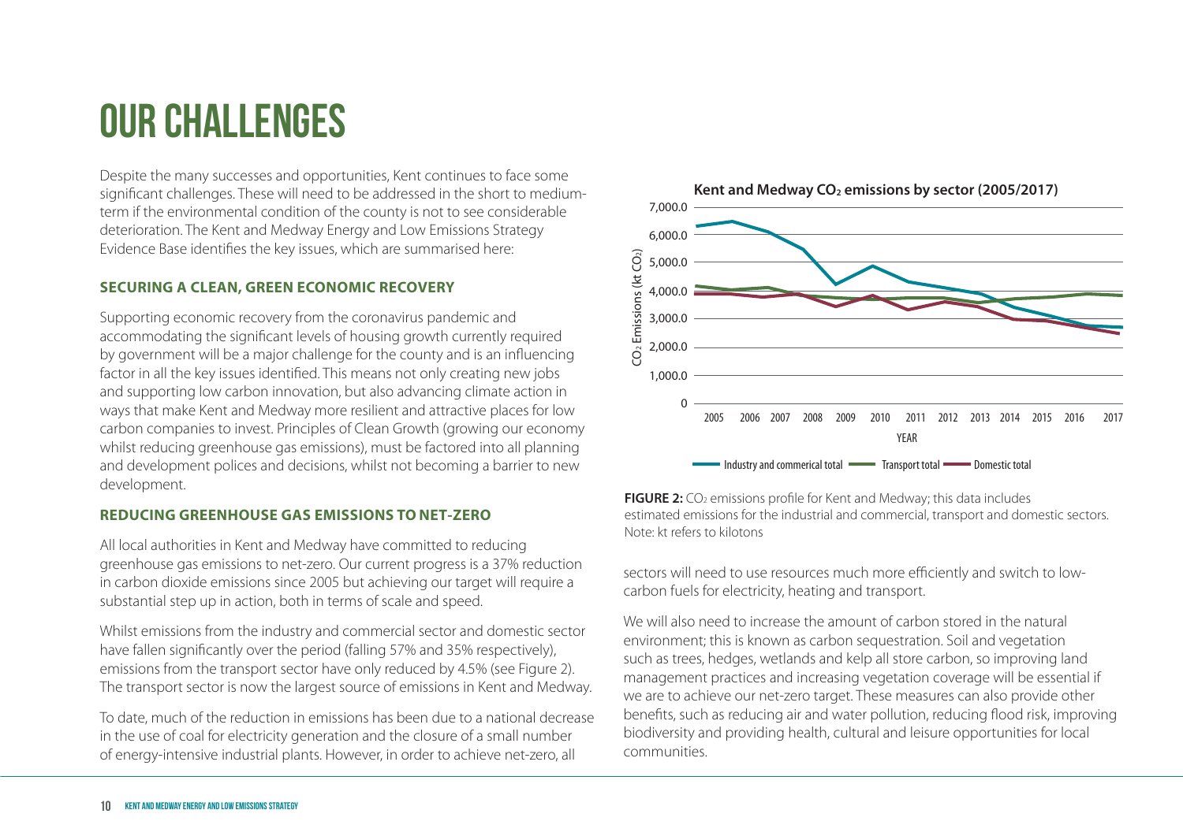# OUR CHALLENGES

Despite the many successes and opportunities, Kent continues to face some significant challenges. These will need to be addressed in the short to medium-term if the environmental condition of the county is not to see considerable deterioration. The Kent and Medway Energy and Low Emissions Strategy Evidence Base identifies the key issues, which are summarised here:

### SECURING A CLEAN, GREEN ECONOMIC RECOVERY

Supporting economic recovery from the coronavirus pandemic and accommodating the significant levels of housing growth currently required by government will be a major challenge for the county and is an influencing factor in all the key issues identified. This means not only creating new jobs and supporting low carbon innovation, but also advancing climate action in ways that make Kent and Medway more resilient and attractive places for low carbon companies to invest. Principles of Clean Growth (growing our economy whilst reducing greenhouse gas emissions), must be factored into all planning and development polices and decisions, whilst not becoming a barrier to new development.

### REDUCING GREENHOUSE GAS EMISSIONS TO NET-ZERO

All local authorities in Kent and Medway have committed to reducing greenhouse gas emissions to net-zero. Our current progress is a 37% reduction in carbon dioxide emissions since 2005 but achieving our target will require a substantial step up in action, both in terms of scale and speed.

Whilst emissions from the industry and commercial sector and domestic sector have fallen significantly over the period (falling 57% and 35% respectively), emissions from the transport sector have only reduced by 4.5% (see Figure 2). The transport sector is now the largest source of emissions in Kent and Medway.

To date, much of the reduction in emissions has been due to a national decrease in the use of coal for electricity generation and the closure of a small number of energy-intensive industrial plants. However, in order to achieve net-zero, all sectors will need to use resources much more efficiently and switch to low-carbon fuels for electricity, heating and transport.

**Kent and Medway $CO_2$ emissions by sector (2005/2017)**

**FIGURE 2:** $CO_2$ emissions profile for Kent and Medway; this data includes estimated emissions for the industrial and commercial, transport and domestic sectors. Note: kt refers to kilotons

We will also need to increase the amount of carbon stored in the natural environment; this is known as carbon sequestration. Soil and vegetation such as trees, hedges, wetlands and kelp all store carbon, so improving land management practices and increasing vegetation coverage will be essential if we are to achieve our net-zero target. These measures can also provide other benefits, such as reducing air and water pollution, reducing flood risk, improving biodiversity and providing health, cultural and leisure opportunities for local communities.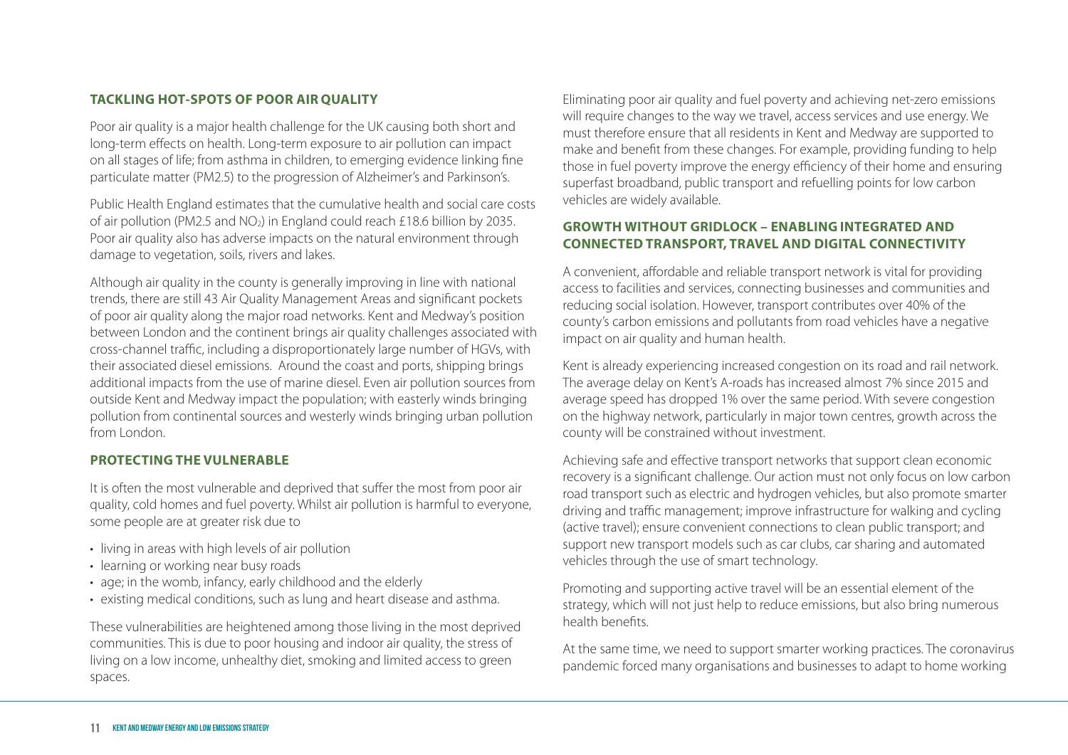## TACKLING HOT-SPOTS OF POOR AIR QUALITY

Poor air quality is a major health challenge for the UK causing both short and long-term effects on health. Long-term exposure to air pollution can impact on all stages of life; from asthma in children, to emerging evidence linking fine particulate matter (PM2.5) to the progression of Alzheimer's and Parkinson's.

Public Health England estimates that the cumulative health and social care costs of air pollution (PM2.5 and $NO_2$) in England could reach £18.6 billion by 2035. Poor air quality also has adverse impacts on the natural environment through damage to vegetation, soils, rivers and lakes.

Although air quality in the county is generally improving in line with national trends, there are still 43 Air Quality Management Areas and significant pockets of poor air quality along the major road networks. Kent and Medway's position between London and the continent brings air quality challenges associated with cross-channel traffic, including a disproportionately large number of HGVs, with their associated diesel emissions. Around the coast and ports, shipping brings additional impacts from the use of marine diesel. Even air pollution sources from outside Kent and Medway impact the population; with easterly winds bringing pollution from continental sources and westerly winds bringing urban pollution from London.

## PROTECTING THE VULNERABLE

It is often the most vulnerable and deprived that suffer the most from poor air quality, cold homes and fuel poverty. Whilst air pollution is harmful to everyone, some people are at greater risk due to

- living in areas with high levels of air pollution
- learning or working near busy roads
- age; in the womb, infancy, early childhood and the elderly
- existing medical conditions, such as lung and heart disease and asthma.

These vulnerabilities are heightened among those living in the most deprived communities. This is due to poor housing and indoor air quality, the stress of living on a low income, unhealthy diet, smoking and limited access to green spaces.

Eliminating poor air quality and fuel poverty and achieving net-zero emissions will require changes to the way we travel, access services and use energy. We must therefore ensure that all residents in Kent and Medway are supported to make and benefit from these changes. For example, providing funding to help those in fuel poverty improve the energy efficiency of their home and ensuring superfast broadband, public transport and refuelling points for low carbon vehicles are widely available.

## GROWTH WITHOUT GRIDLOCK – ENABLING INTEGRATED AND CONNECTED TRANSPORT, TRAVEL AND DIGITAL CONNECTIVITY

A convenient, affordable and reliable transport network is vital for providing access to facilities and services, connecting businesses and communities and reducing social isolation. However, transport contributes over 40% of the county's carbon emissions and pollutants from road vehicles have a negative impact on air quality and human health.

Kent is already experiencing increased congestion on its road and rail network. The average delay on Kent's A-roads has increased almost 7% since 2015 and average speed has dropped 1% over the same period. With severe congestion on the highway network, particularly in major town centres, growth across the county will be constrained without investment.

Achieving safe and effective transport networks that support clean economic recovery is a significant challenge. Our action must not only focus on low carbon road transport such as electric and hydrogen vehicles, but also promote smarter driving and traffic management; improve infrastructure for walking and cycling (active travel); ensure convenient connections to clean public transport; and support new transport models such as car clubs, car sharing and automated vehicles through the use of smart technology.

Promoting and supporting active travel will be an essential element of the strategy, which will not just help to reduce emissions, but also bring numerous health benefits.

At the same time, we need to support smarter working practices. The coronavirus pandemic forced many organisations and businesses to adapt to home working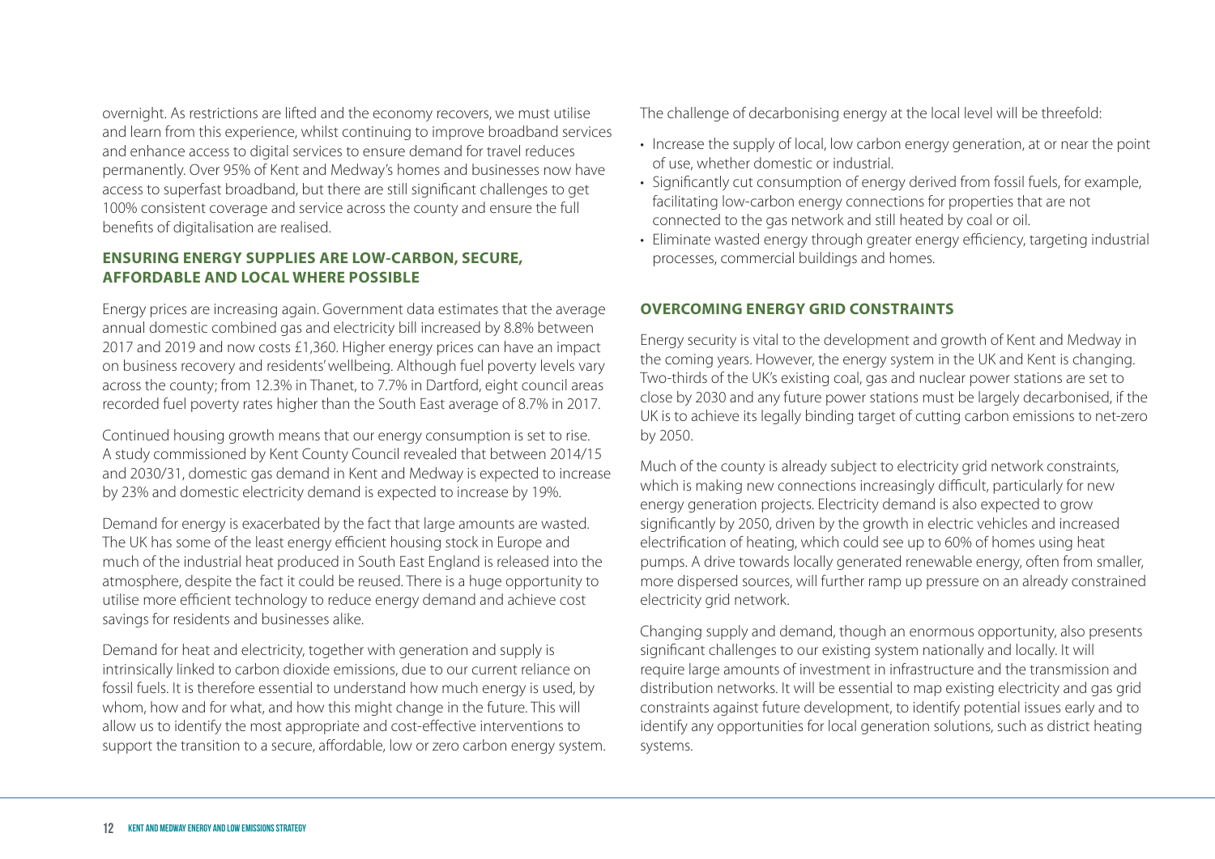overnight. As restrictions are lifted and the economy recovers, we must utilise and learn from this experience, whilst continuing to improve broadband services and enhance access to digital services to ensure demand for travel reduces permanently. Over 95% of Kent and Medway's homes and businesses now have access to superfast broadband, but there are still significant challenges to get 100% consistent coverage and service across the county and ensure the full benefits of digitalisation are realised.

## ENSURING ENERGY SUPPLIES ARE LOW-CARBON, SECURE, AFFORDABLE AND LOCAL WHERE POSSIBLE

Energy prices are increasing again. Government data estimates that the average annual domestic combined gas and electricity bill increased by 8.8% between 2017 and 2019 and now costs £1,360. Higher energy prices can have an impact on business recovery and residents' wellbeing. Although fuel poverty levels vary across the county; from 12.3% in Thanet, to 7.7% in Dartford, eight council areas recorded fuel poverty rates higher than the South East average of 8.7% in 2017.

Continued housing growth means that our energy consumption is set to rise. A study commissioned by Kent County Council revealed that between 2014/15 and 2030/31, domestic gas demand in Kent and Medway is expected to increase by 23% and domestic electricity demand is expected to increase by 19%.

Demand for energy is exacerbated by the fact that large amounts are wasted. The UK has some of the least energy efficient housing stock in Europe and much of the industrial heat produced in South East England is released into the atmosphere, despite the fact it could be reused. There is a huge opportunity to utilise more efficient technology to reduce energy demand and achieve cost savings for residents and businesses alike.

Demand for heat and electricity, together with generation and supply is intrinsically linked to carbon dioxide emissions, due to our current reliance on fossil fuels. It is therefore essential to understand how much energy is used, by whom, how and for what, and how this might change in the future. This will allow us to identify the most appropriate and cost-effective interventions to support the transition to a secure, affordable, low or zero carbon energy system.

The challenge of decarbonising energy at the local level will be threefold:

- Increase the supply of local, low carbon energy generation, at or near the point of use, whether domestic or industrial.
- Significantly cut consumption of energy derived from fossil fuels, for example, facilitating low-carbon energy connections for properties that are not connected to the gas network and still heated by coal or oil.
- Eliminate wasted energy through greater energy efficiency, targeting industrial processes, commercial buildings and homes.

## OVERCOMING ENERGY GRID CONSTRAINTS

Energy security is vital to the development and growth of Kent and Medway in the coming years. However, the energy system in the UK and Kent is changing. Two-thirds of the UK's existing coal, gas and nuclear power stations are set to close by 2030 and any future power stations must be largely decarbonised, if the UK is to achieve its legally binding target of cutting carbon emissions to net-zero by 2050.

Much of the county is already subject to electricity grid network constraints, which is making new connections increasingly difficult, particularly for new energy generation projects. Electricity demand is also expected to grow significantly by 2050, driven by the growth in electric vehicles and increased electrification of heating, which could see up to 60% of homes using heat pumps. A drive towards locally generated renewable energy, often from smaller, more dispersed sources, will further ramp up pressure on an already constrained electricity grid network.

Changing supply and demand, though an enormous opportunity, also presents significant challenges to our existing system nationally and locally. It will require large amounts of investment in infrastructure and the transmission and distribution networks. It will be essential to map existing electricity and gas grid constraints against future development, to identify potential issues early and to identify any opportunities for local generation solutions, such as district heating systems.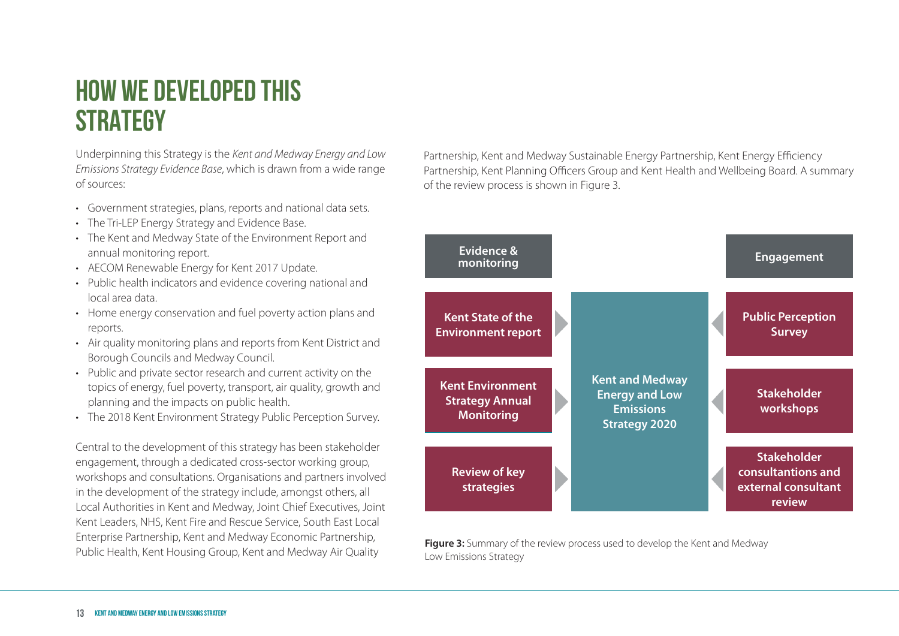# HOW WE DEVELOPED THIS STRATEGY

Underpinning this Strategy is the *Kent and Medway Energy and Low Emissions Strategy Evidence Base*, which is drawn from a wide range of sources:

- Government strategies, plans, reports and national data sets.
- The Tri-LEP Energy Strategy and Evidence Base.
- The Kent and Medway State of the Environment Report and annual monitoring report.
- AECOM Renewable Energy for Kent 2017 Update.
- Public health indicators and evidence covering national and local area data.
- Home energy conservation and fuel poverty action plans and reports.
- Air quality monitoring plans and reports from Kent District and Borough Councils and Medway Council.
- Public and private sector research and current activity on the topics of energy, fuel poverty, transport, air quality, growth and planning and the impacts on public health.
- The 2018 Kent Environment Strategy Public Perception Survey.

Central to the development of this strategy has been stakeholder engagement, through a dedicated cross-sector working group, workshops and consultations. Organisations and partners involved in the development of the strategy include, amongst others, all Local Authorities in Kent and Medway, Joint Chief Executives, Joint Kent Leaders, NHS, Kent Fire and Rescue Service, South East Local Enterprise Partnership, Kent and Medway Economic Partnership, Public Health, Kent Housing Group, Kent and Medway Air Quality Partnership, Kent and Medway Sustainable Energy Partnership, Kent Energy Efficiency Partnership, Kent Planning Officers Group and Kent Health and Wellbeing Board. A summary of the review process is shown in Figure 3.

| Evidence & monitoring | | Engagement |
| --- | --- | --- |
| Kent State of the Environment report | Kent and Medway Energy and Low Emissions Strategy 2020 | Public Perception Survey |
| Kent Environment Strategy Annual Monitoring | | Stakeholder workshops |
| Review of key strategies | | Stakeholder consultantions and external consultant review |

**Figure 3:** Summary of the review process used to develop the Kent and Medway Low Emissions Strategy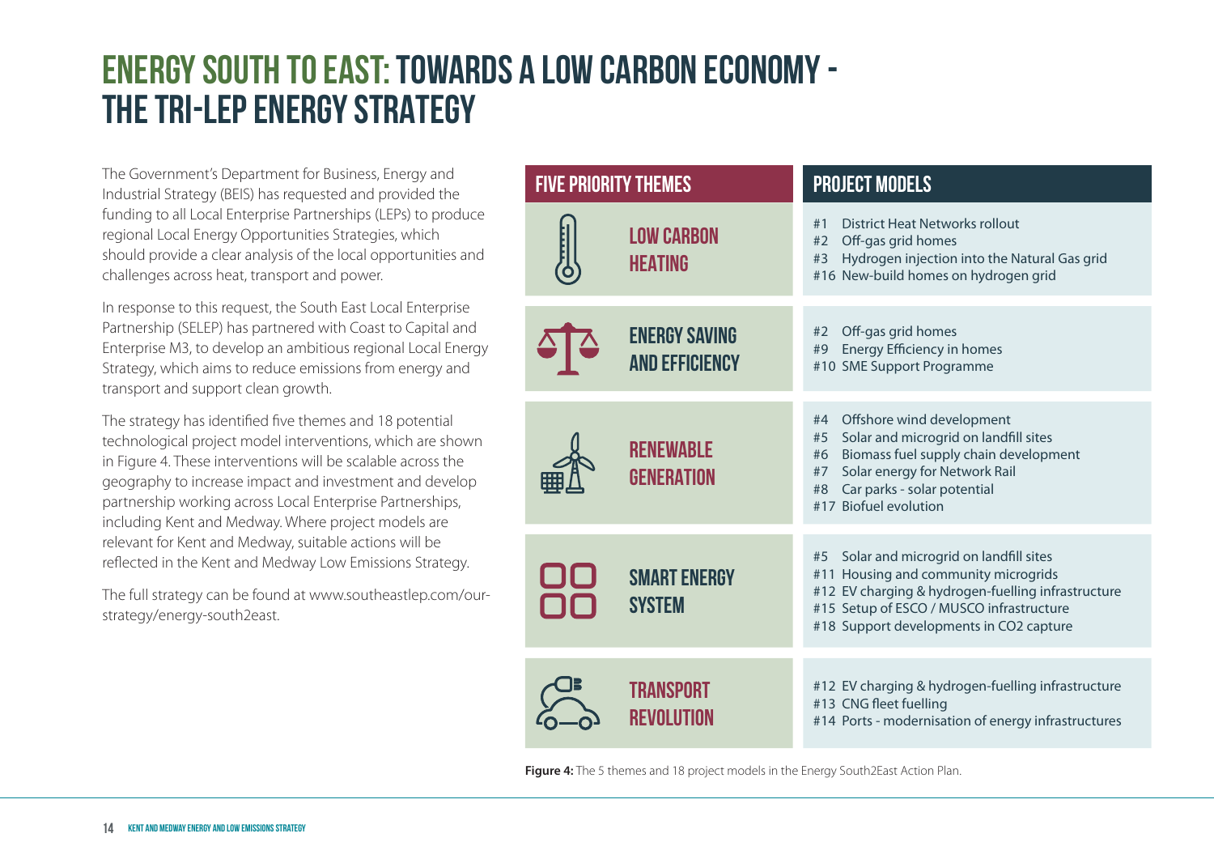# ENERGY SOUTH TO EAST: TOWARDS A LOW CARBON ECONOMY - THE TRI-LEP ENERGY STRATEGY

The Government's Department for Business, Energy and Industrial Strategy (BEIS) has requested and provided the funding to all Local Enterprise Partnerships (LEPs) to produce regional Local Energy Opportunities Strategies, which should provide a clear analysis of the local opportunities and challenges across heat, transport and power.

In response to this request, the South East Local Enterprise Partnership (SELEP) has partnered with Coast to Capital and Enterprise M3, to develop an ambitious regional Local Energy Strategy, which aims to reduce emissions from energy and transport and support clean growth.

The strategy has identified five themes and 18 potential technological project model interventions, which are shown in Figure 4. These interventions will be scalable across the geography to increase impact and investment and develop partnership working across Local Enterprise Partnerships, including Kent and Medway. Where project models are relevant for Kent and Medway, suitable actions will be reflected in the Kent and Medway Low Emissions Strategy.

The full strategy can be found at www.southeastlep.com/our-strategy/energy-south2east.

| FIVE PRIORITY THEMES | PROJECT MODELS |
|---|---|
| LOW CARBON HEATING | #1 District Heat Networks rollout<br>#2 Off-gas grid homes<br>#3 Hydrogen injection into the Natural Gas grid<br>#16 New-build homes on hydrogen grid |
| ENERGY SAVING AND EFFICIENCY | #2 Off-gas grid homes<br>#9 Energy Efficiency in homes<br>#10 SME Support Programme |
| RENEWABLE GENERATION | #4 Offshore wind development<br>#5 Solar and microgrid on landfill sites<br>#6 Biomass fuel supply chain development<br>#7 Solar energy for Network Rail<br>#8 Car parks - solar potential<br>#17 Biofuel evolution |
| SMART ENERGY SYSTEM | #5 Solar and microgrid on landfill sites<br>#11 Housing and community microgrids<br>#12 EV charging & hydrogen-fuelling infrastructure<br>#15 Setup of ESCO / MUSCO infrastructure<br>#18 Support developments in CO2 capture |
| TRANSPORT REVOLUTION | #12 EV charging & hydrogen-fuelling infrastructure<br>#13 CNG fleet fuelling<br>#14 Ports - modernisation of energy infrastructures |

**Figure 4:** The 5 themes and 18 project models in the Energy South2East Action Plan.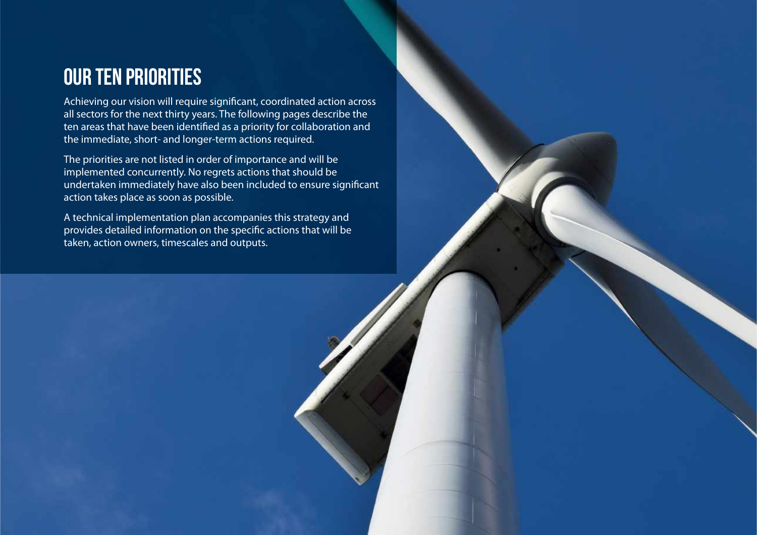# OUR TEN PRIORITIES

Achieving our vision will require significant, coordinated action across all sectors for the next thirty years. The following pages describe the ten areas that have been identified as a priority for collaboration and the immediate, short- and longer-term actions required.

The priorities are not listed in order of importance and will be implemented concurrently. No regrets actions that should be undertaken immediately have also been included to ensure significant action takes place as soon as possible.

A technical implementation plan accompanies this strategy and provides detailed information on the specific actions that will be taken, action owners, timescales and outputs.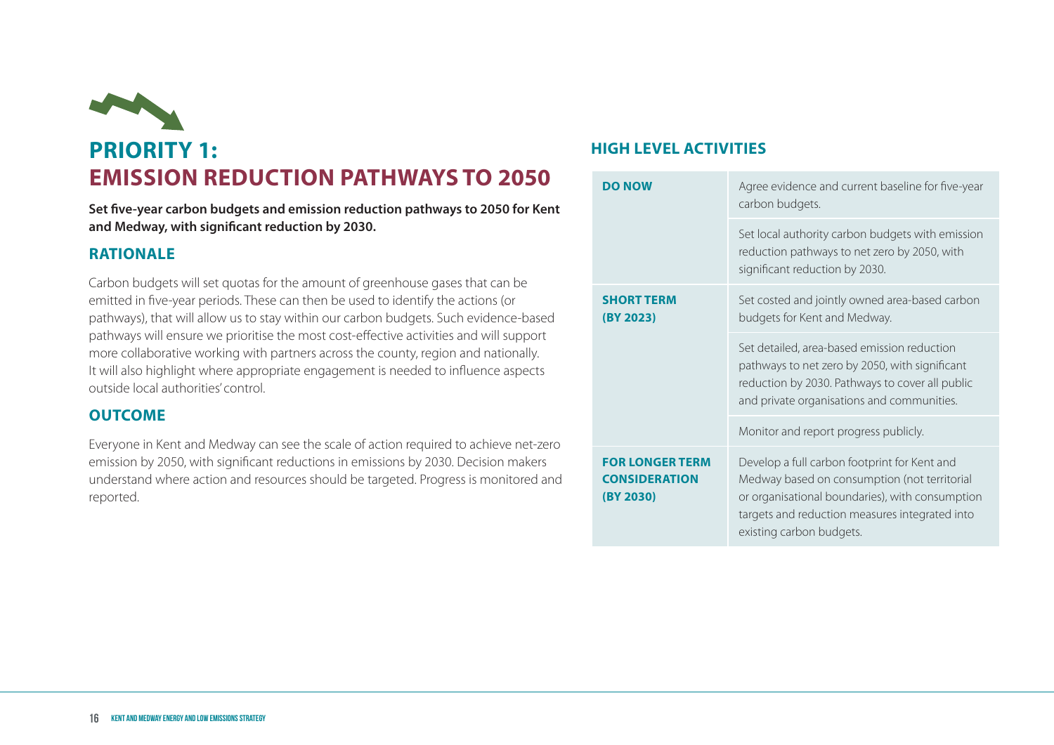# PRIORITY 1:
# EMISSION REDUCTION PATHWAYS TO 2050

**Set five-year carbon budgets and emission reduction pathways to 2050 for Kent and Medway, with significant reduction by 2030.**

## RATIONALE

Carbon budgets will set quotas for the amount of greenhouse gases that can be emitted in five-year periods. These can then be used to identify the actions (or pathways), that will allow us to stay within our carbon budgets. Such evidence-based pathways will ensure we prioritise the most cost-effective activities and will support more collaborative working with partners across the county, region and nationally. It will also highlight where appropriate engagement is needed to influence aspects outside local authorities' control.

## OUTCOME

Everyone in Kent and Medway can see the scale of action required to achieve net-zero emission by 2050, with significant reductions in emissions by 2030. Decision makers understand where action and resources should be targeted. Progress is monitored and reported.

## HIGH LEVEL ACTIVITIES

| | |
|---|---|
| **DO NOW** | Agree evidence and current baseline for five-year carbon budgets. |
| | Set local authority carbon budgets with emission reduction pathways to net zero by 2050, with significant reduction by 2030. |
| **SHORT TERM (BY 2023)** | Set costed and jointly owned area-based carbon budgets for Kent and Medway. |
| | Set detailed, area-based emission reduction pathways to net zero by 2050, with significant reduction by 2030. Pathways to cover all public and private organisations and communities. |
| | Monitor and report progress publicly. |
| **FOR LONGER TERM CONSIDERATION (BY 2030)** | Develop a full carbon footprint for Kent and Medway based on consumption (not territorial or organisational boundaries), with consumption targets and reduction measures integrated into existing carbon budgets. |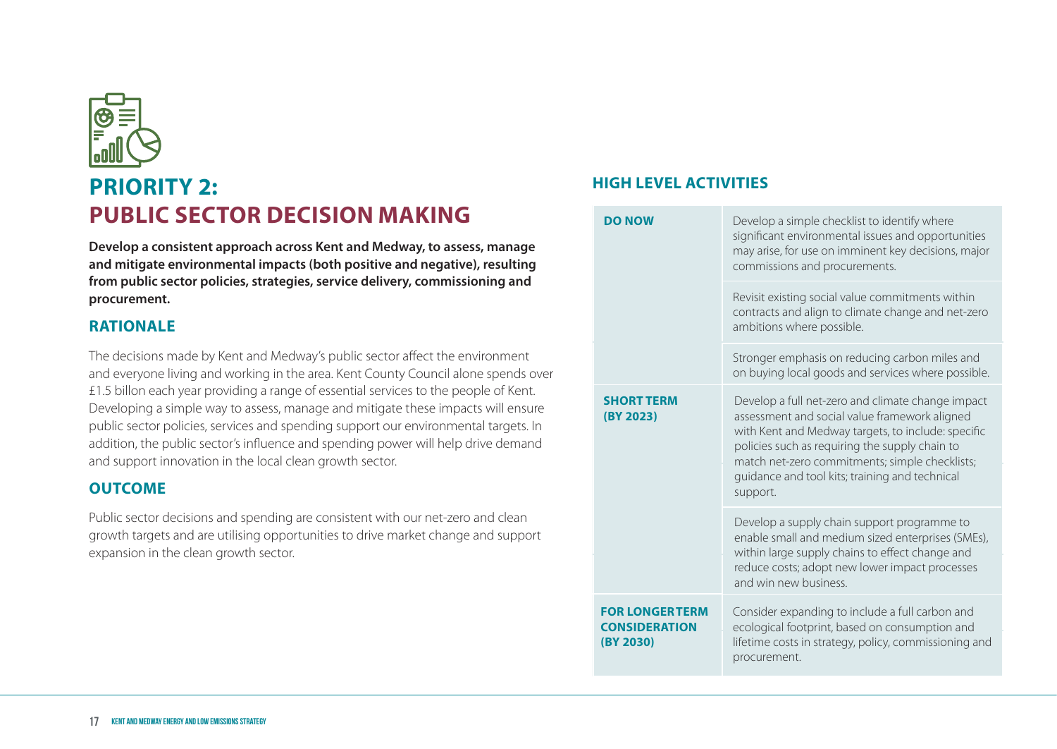# PRIORITY 2:
# PUBLIC SECTOR DECISION MAKING

**Develop a consistent approach across Kent and Medway, to assess, manage and mitigate environmental impacts (both positive and negative), resulting from public sector policies, strategies, service delivery, commissioning and procurement.**

## RATIONALE

The decisions made by Kent and Medway's public sector affect the environment and everyone living and working in the area. Kent County Council alone spends over £1.5 billon each year providing a range of essential services to the people of Kent. Developing a simple way to assess, manage and mitigate these impacts will ensure public sector policies, services and spending support our environmental targets. In addition, the public sector's influence and spending power will help drive demand and support innovation in the local clean growth sector.

## OUTCOME

Public sector decisions and spending are consistent with our net-zero and clean growth targets and are utilising opportunities to drive market change and support expansion in the clean growth sector.

## HIGH LEVEL ACTIVITIES

| | |
|---|---|
| **DO NOW** | Develop a simple checklist to identify where significant environmental issues and opportunities may arise, for use on imminent key decisions, major commissions and procurements. |
| | Revisit existing social value commitments within contracts and align to climate change and net-zero ambitions where possible. |
| | Stronger emphasis on reducing carbon miles and on buying local goods and services where possible. |
| **SHORT TERM (BY 2023)** | Develop a full net-zero and climate change impact assessment and social value framework aligned with Kent and Medway targets, to include: specific policies such as requiring the supply chain to match net-zero commitments; simple checklists; guidance and tool kits; training and technical support. |
| | Develop a supply chain support programme to enable small and medium sized enterprises (SMEs), within large supply chains to effect change and reduce costs; adopt new lower impact processes and win new business. |
| **FOR LONGER TERM CONSIDERATION (BY 2030)** | Consider expanding to include a full carbon and ecological footprint, based on consumption and lifetime costs in strategy, policy, commissioning and procurement. |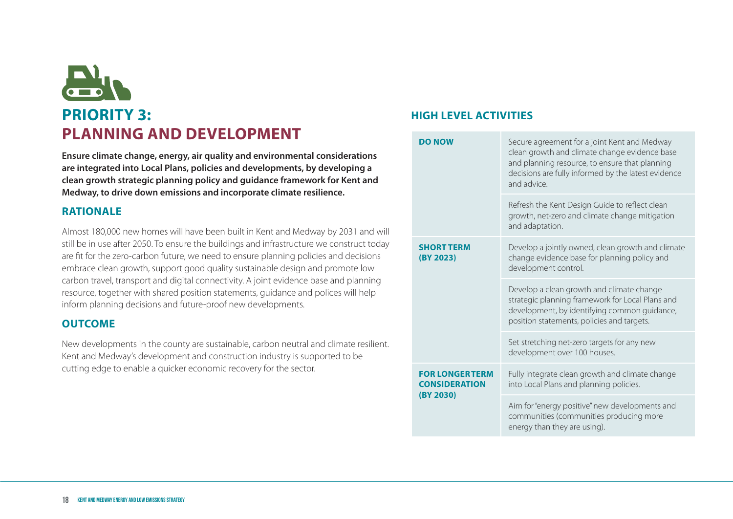# PRIORITY 3:
# PLANNING AND DEVELOPMENT

**Ensure climate change, energy, air quality and environmental considerations are integrated into Local Plans, policies and developments, by developing a clean growth strategic planning policy and guidance framework for Kent and Medway, to drive down emissions and incorporate climate resilience.**

## RATIONALE

Almost 180,000 new homes will have been built in Kent and Medway by 2031 and will still be in use after 2050. To ensure the buildings and infrastructure we construct today are fit for the zero-carbon future, we need to ensure planning policies and decisions embrace clean growth, support good quality sustainable design and promote low carbon travel, transport and digital connectivity. A joint evidence base and planning resource, together with shared position statements, guidance and polices will help inform planning decisions and future-proof new developments.

## OUTCOME

New developments in the county are sustainable, carbon neutral and climate resilient. Kent and Medway's development and construction industry is supported to be cutting edge to enable a quicker economic recovery for the sector.

## HIGH LEVEL ACTIVITIES

| | |
|---|---|
| **DO NOW** | Secure agreement for a joint Kent and Medway clean growth and climate change evidence base and planning resource, to ensure that planning decisions are fully informed by the latest evidence and advice. |
| | Refresh the Kent Design Guide to reflect clean growth, net-zero and climate change mitigation and adaptation. |
| **SHORT TERM (BY 2023)** | Develop a jointly owned, clean growth and climate change evidence base for planning policy and development control. |
| | Develop a clean growth and climate change strategic planning framework for Local Plans and development, by identifying common guidance, position statements, policies and targets. |
| | Set stretching net-zero targets for any new development over 100 houses. |
| **FOR LONGER TERM CONSIDERATION (BY 2030)** | Fully integrate clean growth and climate change into Local Plans and planning policies. |
| | Aim for "energy positive" new developments and communities (communities producing more energy than they are using). |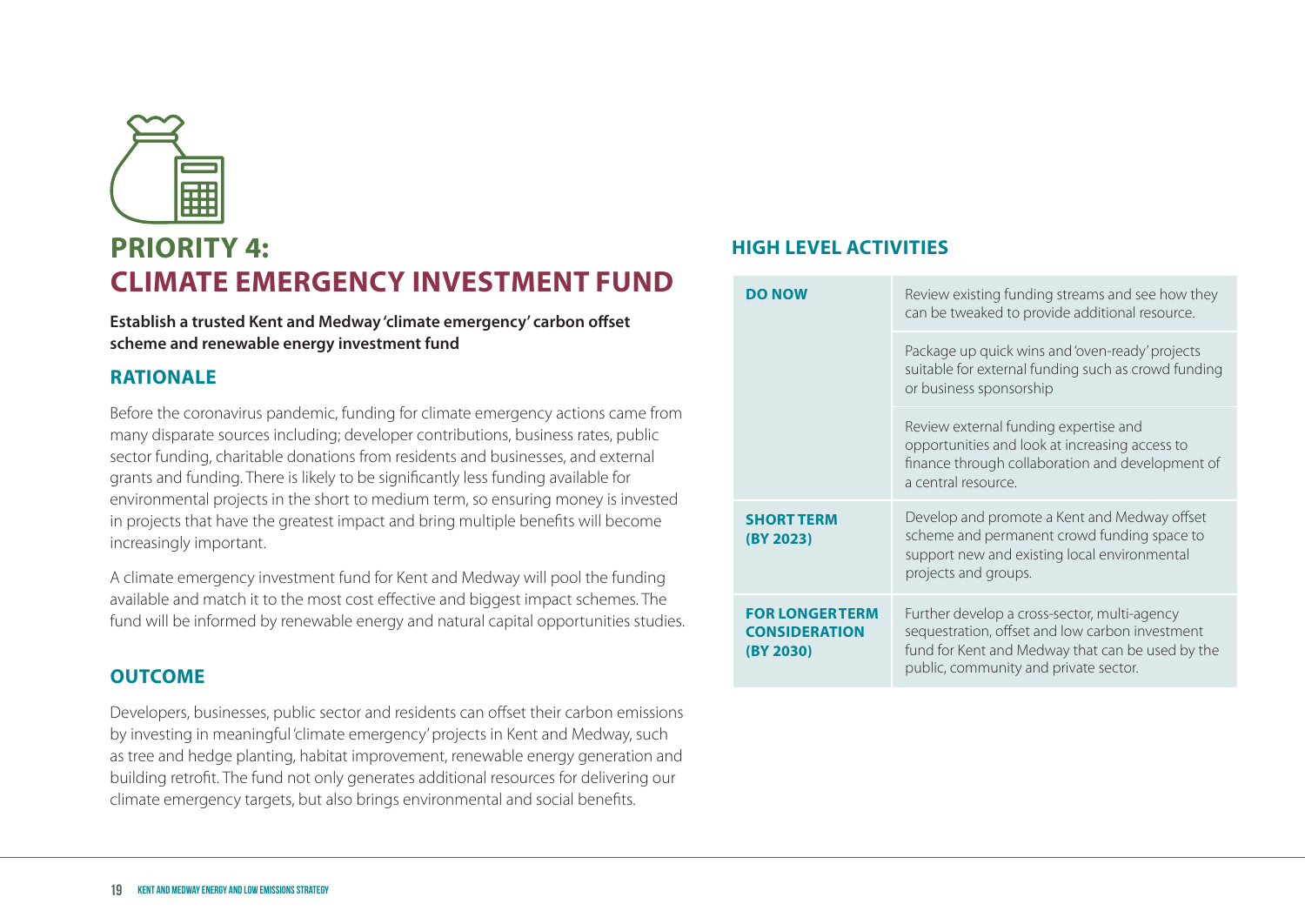# PRIORITY 4:
# CLIMATE EMERGENCY INVESTMENT FUND

**Establish a trusted Kent and Medway 'climate emergency' carbon offset scheme and renewable energy investment fund**

## RATIONALE

Before the coronavirus pandemic, funding for climate emergency actions came from many disparate sources including; developer contributions, business rates, public sector funding, charitable donations from residents and businesses, and external grants and funding. There is likely to be significantly less funding available for environmental projects in the short to medium term, so ensuring money is invested in projects that have the greatest impact and bring multiple benefits will become increasingly important.

A climate emergency investment fund for Kent and Medway will pool the funding available and match it to the most cost effective and biggest impact schemes. The fund will be informed by renewable energy and natural capital opportunities studies.

## OUTCOME

Developers, businesses, public sector and residents can offset their carbon emissions by investing in meaningful 'climate emergency' projects in Kent and Medway, such as tree and hedge planting, habitat improvement, renewable energy generation and building retrofit. The fund not only generates additional resources for delivering our climate emergency targets, but also brings environmental and social benefits.

## HIGH LEVEL ACTIVITIES

| | |
|---|---|
| **DO NOW** | Review existing funding streams and see how they can be tweaked to provide additional resource. |
| | Package up quick wins and 'oven-ready' projects suitable for external funding such as crowd funding or business sponsorship |
| | Review external funding expertise and opportunities and look at increasing access to finance through collaboration and development of a central resource. |
| **SHORT TERM (BY 2023)** | Develop and promote a Kent and Medway offset scheme and permanent crowd funding space to support new and existing local environmental projects and groups. |
| **FOR LONGER TERM CONSIDERATION (BY 2030)** | Further develop a cross-sector, multi-agency sequestration, offset and low carbon investment fund for Kent and Medway that can be used by the public, community and private sector. |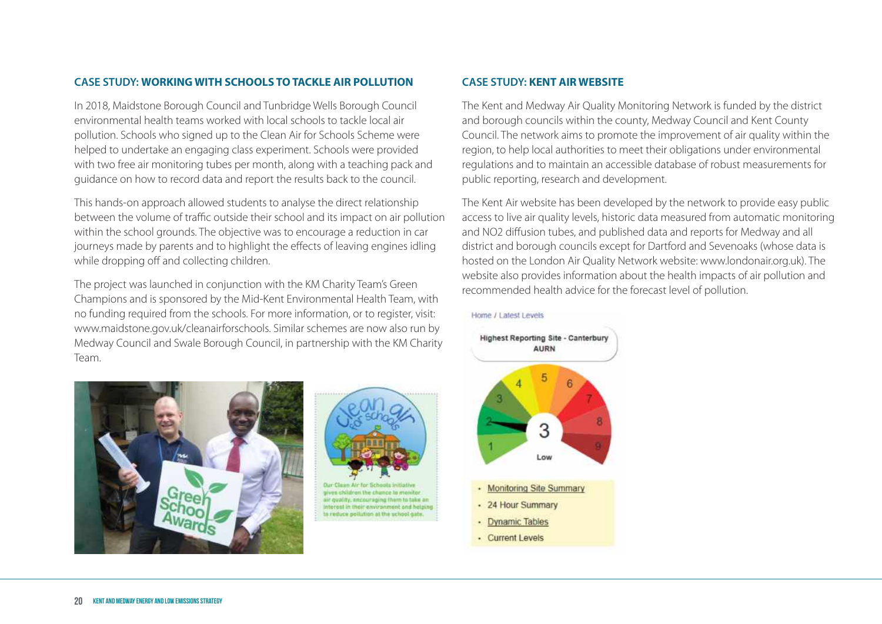## CASE STUDY: WORKING WITH SCHOOLS TO TACKLE AIR POLLUTION

In 2018, Maidstone Borough Council and Tunbridge Wells Borough Council environmental health teams worked with local schools to tackle local air pollution. Schools who signed up to the Clean Air for Schools Scheme were helped to undertake an engaging class experiment. Schools were provided with two free air monitoring tubes per month, along with a teaching pack and guidance on how to record data and report the results back to the council.

This hands-on approach allowed students to analyse the direct relationship between the volume of traffic outside their school and its impact on air pollution within the school grounds. The objective was to encourage a reduction in car journeys made by parents and to highlight the effects of leaving engines idling while dropping off and collecting children.

The project was launched in conjunction with the KM Charity Team's Green Champions and is sponsored by the Mid-Kent Environmental Health Team, with no funding required from the schools. For more information, or to register, visit: www.maidstone.gov.uk/cleanairforschools. Similar schemes are now also run by Medway Council and Swale Borough Council, in partnership with the KM Charity Team.

Our Clean Air for Schools initiative gives children the chance to monitor air quality, encouraging them to take an interest in their environment and helping to reduce pollution at the school gate.

## CASE STUDY: KENT AIR WEBSITE

The Kent and Medway Air Quality Monitoring Network is funded by the district and borough councils within the county, Medway Council and Kent County Council. The network aims to promote the improvement of air quality within the region, to help local authorities to meet their obligations under environmental regulations and to maintain an accessible database of robust measurements for public reporting, research and development.

The Kent Air website has been developed by the network to provide easy public access to live air quality levels, historic data measured from automatic monitoring and NO2 diffusion tubes, and published data and reports for Medway and all district and borough councils except for Dartford and Sevenoaks (whose data is hosted on the London Air Quality Network website: www.londonair.org.uk). The website also provides information about the health impacts of air pollution and recommended health advice for the forecast level of pollution.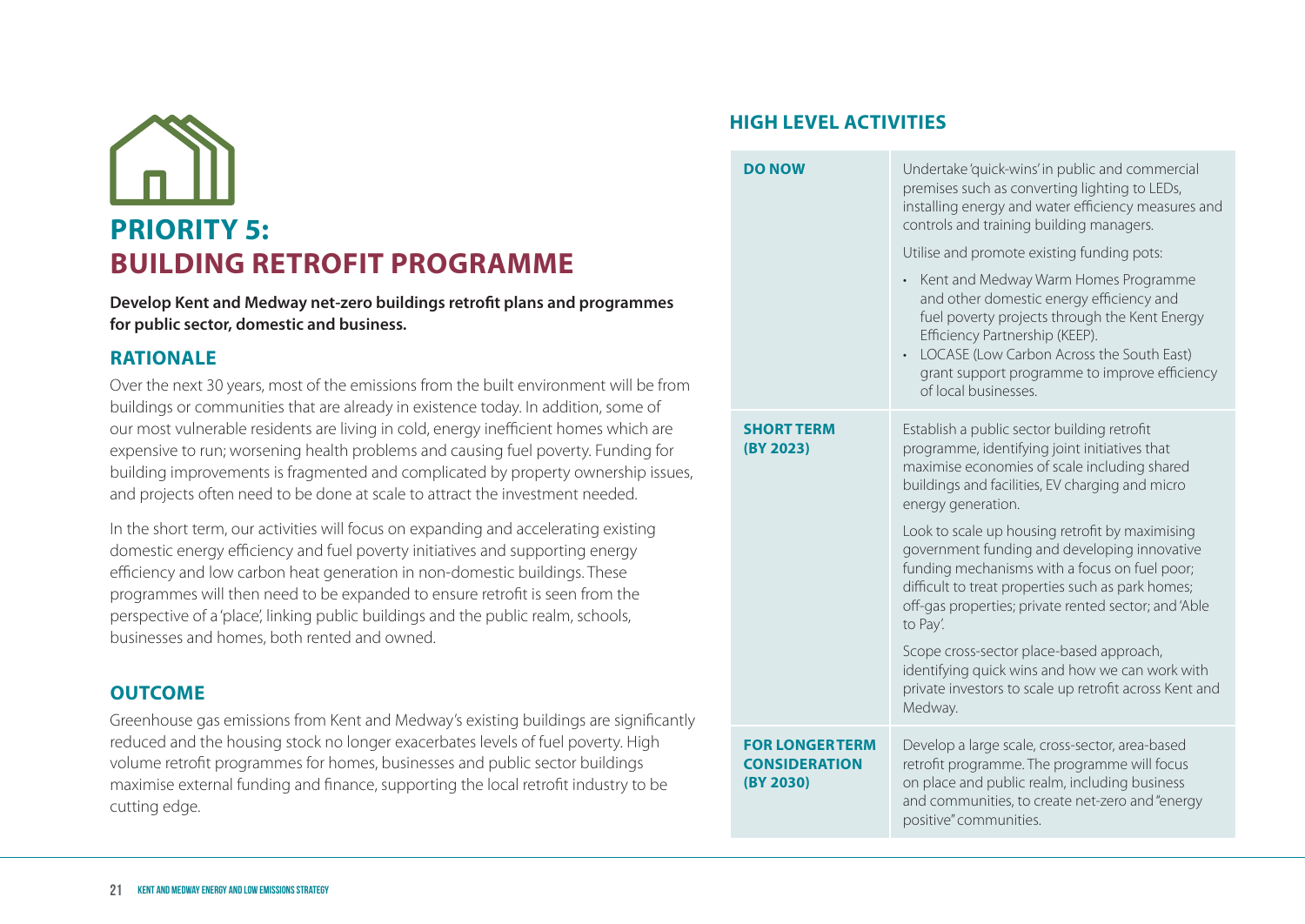# PRIORITY 5: BUILDING RETROFIT PROGRAMME

**Develop Kent and Medway net-zero buildings retrofit plans and programmes for public sector, domestic and business.**

## RATIONALE

Over the next 30 years, most of the emissions from the built environment will be from buildings or communities that are already in existence today. In addition, some of our most vulnerable residents are living in cold, energy inefficient homes which are expensive to run; worsening health problems and causing fuel poverty. Funding for building improvements is fragmented and complicated by property ownership issues, and projects often need to be done at scale to attract the investment needed.

In the short term, our activities will focus on expanding and accelerating existing domestic energy efficiency and fuel poverty initiatives and supporting energy efficiency and low carbon heat generation in non-domestic buildings. These programmes will then need to be expanded to ensure retrofit is seen from the perspective of a 'place', linking public buildings and the public realm, schools, businesses and homes, both rented and owned.

## OUTCOME

Greenhouse gas emissions from Kent and Medway's existing buildings are significantly reduced and the housing stock no longer exacerbates levels of fuel poverty. High volume retrofit programmes for homes, businesses and public sector buildings maximise external funding and finance, supporting the local retrofit industry to be cutting edge.

## HIGH LEVEL ACTIVITIES

| | |
|---|---|
| **DO NOW** | Undertake 'quick-wins' in public and commercial premises such as converting lighting to LEDs, installing energy and water efficiency measures and controls and training building managers.<br><br>Utilise and promote existing funding pots:<br>• Kent and Medway Warm Homes Programme and other domestic energy efficiency and fuel poverty projects through the Kent Energy Efficiency Partnership (KEEP).<br>• LOCASE (Low Carbon Across the South East) grant support programme to improve efficiency of local businesses. |
| **SHORT TERM (BY 2023)** | Establish a public sector building retrofit programme, identifying joint initiatives that maximise economies of scale including shared buildings and facilities, EV charging and micro energy generation.<br><br>Look to scale up housing retrofit by maximising government funding and developing innovative funding mechanisms with a focus on fuel poor; difficult to treat properties such as park homes; off-gas properties; private rented sector; and 'Able to Pay'.<br><br>Scope cross-sector place-based approach, identifying quick wins and how we can work with private investors to scale up retrofit across Kent and Medway. |
| **FOR LONGER TERM CONSIDERATION (BY 2030)** | Develop a large scale, cross-sector, area-based retrofit programme. The programme will focus on place and public realm, including business and communities, to create net-zero and "energy positive" communities. |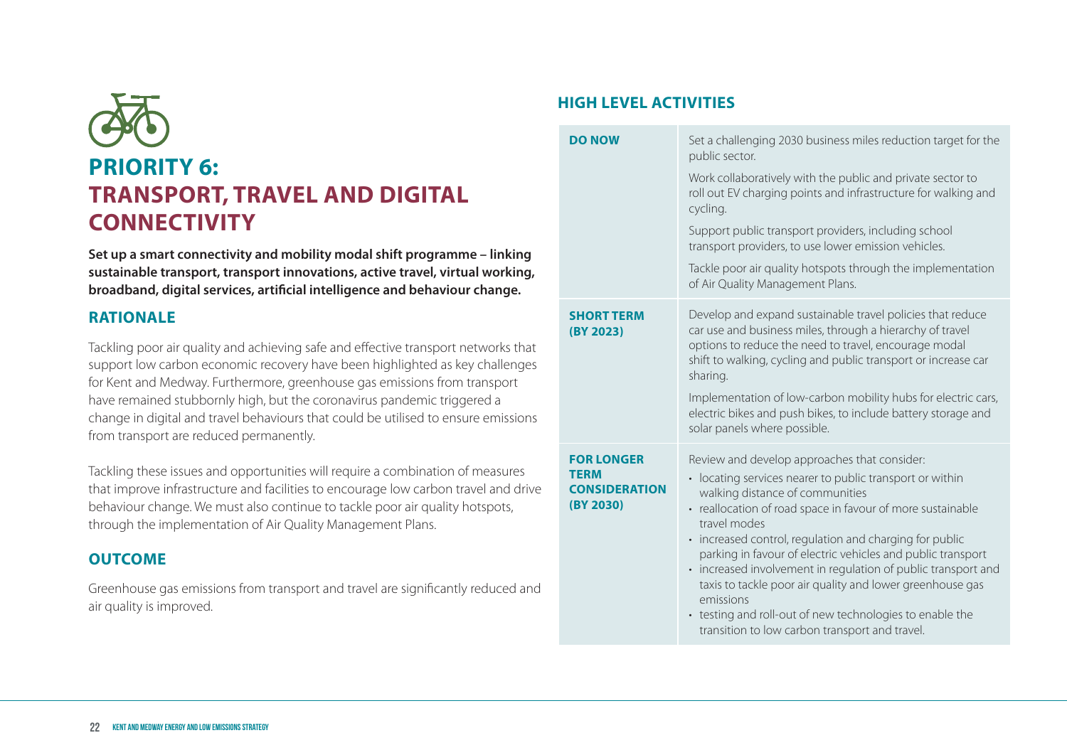# PRIORITY 6: TRANSPORT, TRAVEL AND DIGITAL CONNECTIVITY

**Set up a smart connectivity and mobility modal shift programme – linking sustainable transport, transport innovations, active travel, virtual working, broadband, digital services, artificial intelligence and behaviour change.**

## RATIONALE

Tackling poor air quality and achieving safe and effective transport networks that support low carbon economic recovery have been highlighted as key challenges for Kent and Medway. Furthermore, greenhouse gas emissions from transport have remained stubbornly high, but the coronavirus pandemic triggered a change in digital and travel behaviours that could be utilised to ensure emissions from transport are reduced permanently.

Tackling these issues and opportunities will require a combination of measures that improve infrastructure and facilities to encourage low carbon travel and drive behaviour change. We must also continue to tackle poor air quality hotspots, through the implementation of Air Quality Management Plans.

## OUTCOME

Greenhouse gas emissions from transport and travel are significantly reduced and air quality is improved.

## HIGH LEVEL ACTIVITIES

| | |
|---|---|
| **DO NOW** | Set a challenging 2030 business miles reduction target for the public sector.<br><br>Work collaboratively with the public and private sector to roll out EV charging points and infrastructure for walking and cycling.<br><br>Support public transport providers, including school transport providers, to use lower emission vehicles.<br><br>Tackle poor air quality hotspots through the implementation of Air Quality Management Plans. |
| **SHORT TERM (BY 2023)** | Develop and expand sustainable travel policies that reduce car use and business miles, through a hierarchy of travel options to reduce the need to travel, encourage modal shift to walking, cycling and public transport or increase car sharing.<br><br>Implementation of low-carbon mobility hubs for electric cars, electric bikes and push bikes, to include battery storage and solar panels where possible. |
| **FOR LONGER TERM CONSIDERATION (BY 2030)** | Review and develop approaches that consider:<br>• locating services nearer to public transport or within walking distance of communities<br>• reallocation of road space in favour of more sustainable travel modes<br>• increased control, regulation and charging for public parking in favour of electric vehicles and public transport<br>• increased involvement in regulation of public transport and taxis to tackle poor air quality and lower greenhouse gas emissions<br>• testing and roll-out of new technologies to enable the transition to low carbon transport and travel. |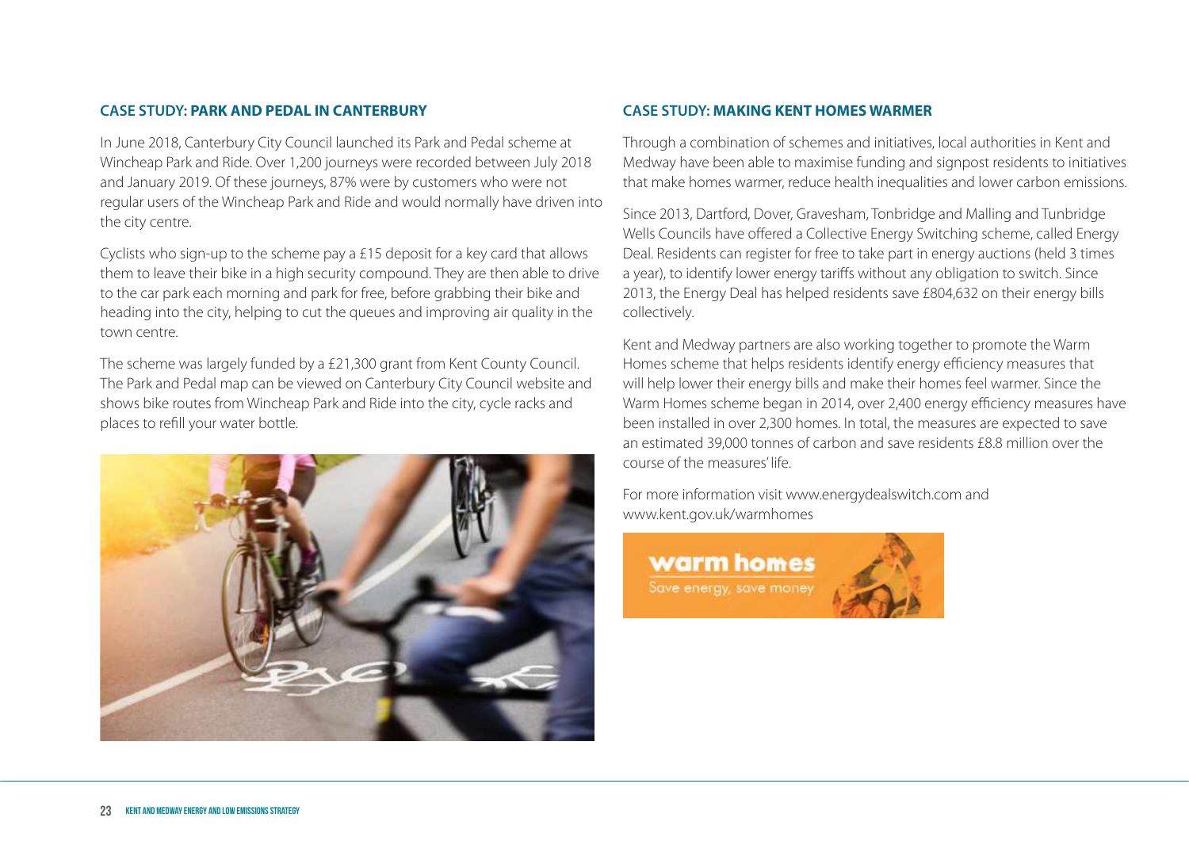## CASE STUDY: PARK AND PEDAL IN CANTERBURY

In June 2018, Canterbury City Council launched its Park and Pedal scheme at Wincheap Park and Ride. Over 1,200 journeys were recorded between July 2018 and January 2019. Of these journeys, 87% were by customers who were not regular users of the Wincheap Park and Ride and would normally have driven into the city centre.

Cyclists who sign-up to the scheme pay a £15 deposit for a key card that allows them to leave their bike in a high security compound. They are then able to drive to the car park each morning and park for free, before grabbing their bike and heading into the city, helping to cut the queues and improving air quality in the town centre.

The scheme was largely funded by a £21,300 grant from Kent County Council. The Park and Pedal map can be viewed on Canterbury City Council website and shows bike routes from Wincheap Park and Ride into the city, cycle racks and places to refill your water bottle.

## CASE STUDY: MAKING KENT HOMES WARMER

Through a combination of schemes and initiatives, local authorities in Kent and Medway have been able to maximise funding and signpost residents to initiatives that make homes warmer, reduce health inequalities and lower carbon emissions.

Since 2013, Dartford, Dover, Gravesham, Tonbridge and Malling and Tunbridge Wells Councils have offered a Collective Energy Switching scheme, called Energy Deal. Residents can register for free to take part in energy auctions (held 3 times a year), to identify lower energy tariffs without any obligation to switch. Since 2013, the Energy Deal has helped residents save £804,632 on their energy bills collectively.

Kent and Medway partners are also working together to promote the Warm Homes scheme that helps residents identify energy efficiency measures that will help lower their energy bills and make their homes feel warmer. Since the Warm Homes scheme began in 2014, over 2,400 energy efficiency measures have been installed in over 2,300 homes. In total, the measures are expected to save an estimated 39,000 tonnes of carbon and save residents £8.8 million over the course of the measures' life.

For more information visit www.energydealswitch.com and www.kent.gov.uk/warmhomes

warm homes
Save energy, save money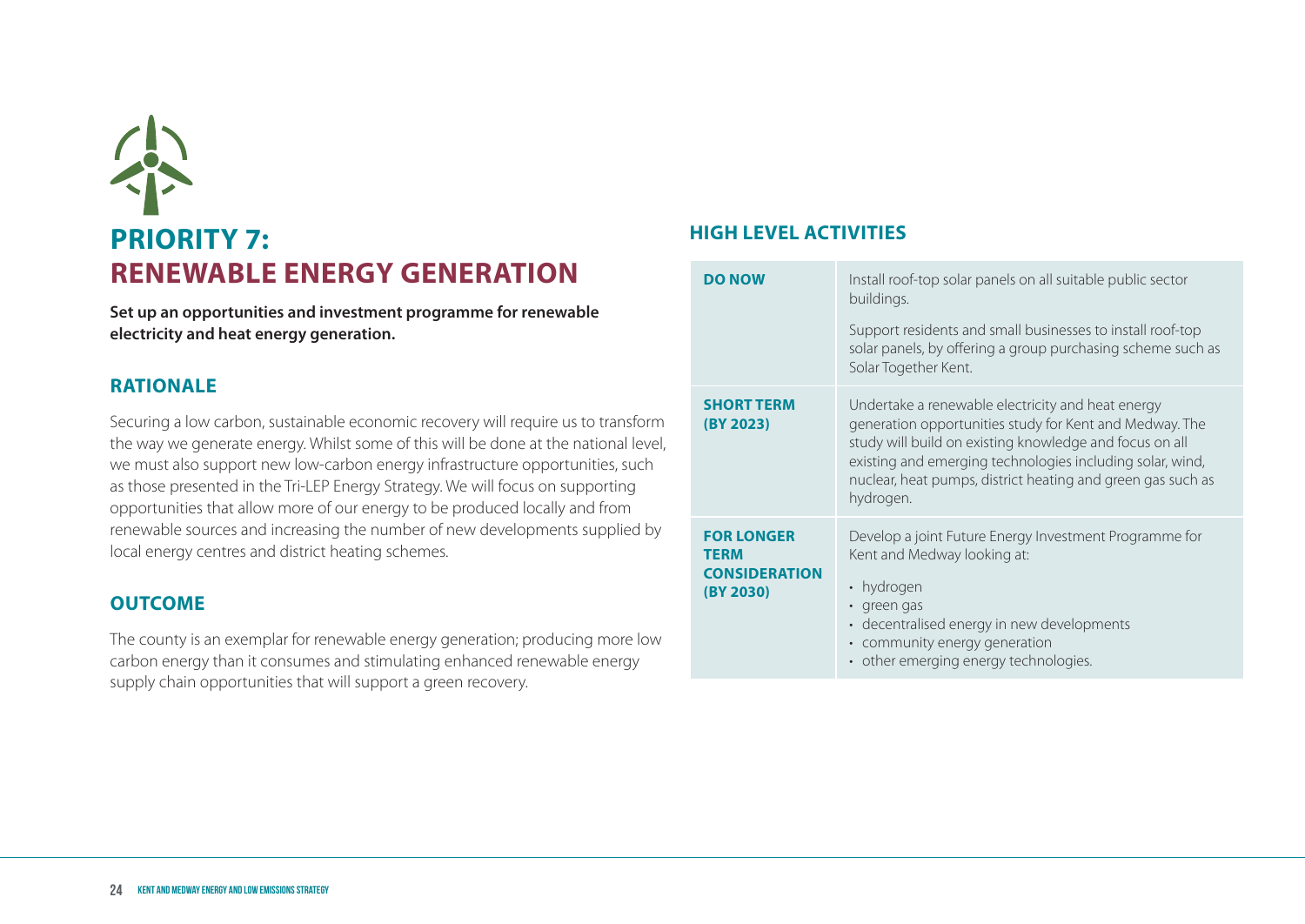# PRIORITY 7: RENEWABLE ENERGY GENERATION

**Set up an opportunities and investment programme for renewable electricity and heat energy generation.**

## RATIONALE

Securing a low carbon, sustainable economic recovery will require us to transform the way we generate energy. Whilst some of this will be done at the national level, we must also support new low-carbon energy infrastructure opportunities, such as those presented in the Tri-LEP Energy Strategy. We will focus on supporting opportunities that allow more of our energy to be produced locally and from renewable sources and increasing the number of new developments supplied by local energy centres and district heating schemes.

## OUTCOME

The county is an exemplar for renewable energy generation; producing more low carbon energy than it consumes and stimulating enhanced renewable energy supply chain opportunities that will support a green recovery.

## HIGH LEVEL ACTIVITIES

| | |
|---|---|
| **DO NOW** | Install roof-top solar panels on all suitable public sector buildings.<br><br>Support residents and small businesses to install roof-top solar panels, by offering a group purchasing scheme such as Solar Together Kent. |
| **SHORT TERM (BY 2023)** | Undertake a renewable electricity and heat energy generation opportunities study for Kent and Medway. The study will build on existing knowledge and focus on all existing and emerging technologies including solar, wind, nuclear, heat pumps, district heating and green gas such as hydrogen. |
| **FOR LONGER TERM CONSIDERATION (BY 2030)** | Develop a joint Future Energy Investment Programme for Kent and Medway looking at:<br>• hydrogen<br>• green gas<br>• decentralised energy in new developments<br>• community energy generation<br>• other emerging energy technologies. |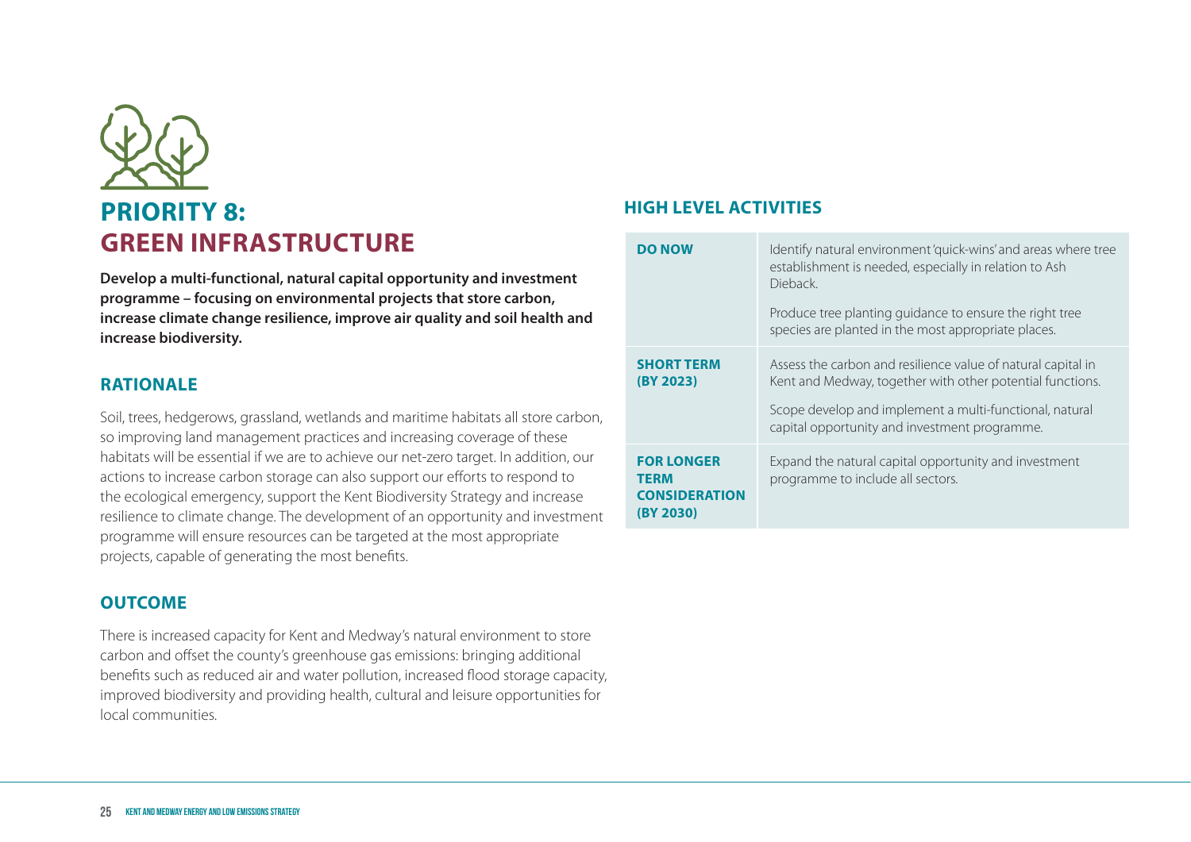# PRIORITY 8: GREEN INFRASTRUCTURE

**Develop a multi-functional, natural capital opportunity and investment programme – focusing on environmental projects that store carbon, increase climate change resilience, improve air quality and soil health and increase biodiversity.**

## RATIONALE

Soil, trees, hedgerows, grassland, wetlands and maritime habitats all store carbon, so improving land management practices and increasing coverage of these habitats will be essential if we are to achieve our net-zero target. In addition, our actions to increase carbon storage can also support our efforts to respond to the ecological emergency, support the Kent Biodiversity Strategy and increase resilience to climate change. The development of an opportunity and investment programme will ensure resources can be targeted at the most appropriate projects, capable of generating the most benefits.

## OUTCOME

There is increased capacity for Kent and Medway's natural environment to store carbon and offset the county's greenhouse gas emissions: bringing additional benefits such as reduced air and water pollution, increased flood storage capacity, improved biodiversity and providing health, cultural and leisure opportunities for local communities.

## HIGH LEVEL ACTIVITIES

| | |
|---|---|
| **DO NOW** | Identify natural environment 'quick-wins' and areas where tree establishment is needed, especially in relation to Ash Dieback.<br><br>Produce tree planting guidance to ensure the right tree species are planted in the most appropriate places. |
| **SHORT TERM (BY 2023)** | Assess the carbon and resilience value of natural capital in Kent and Medway, together with other potential functions.<br><br>Scope develop and implement a multi-functional, natural capital opportunity and investment programme. |
| **FOR LONGER TERM CONSIDERATION (BY 2030)** | Expand the natural capital opportunity and investment programme to include all sectors. |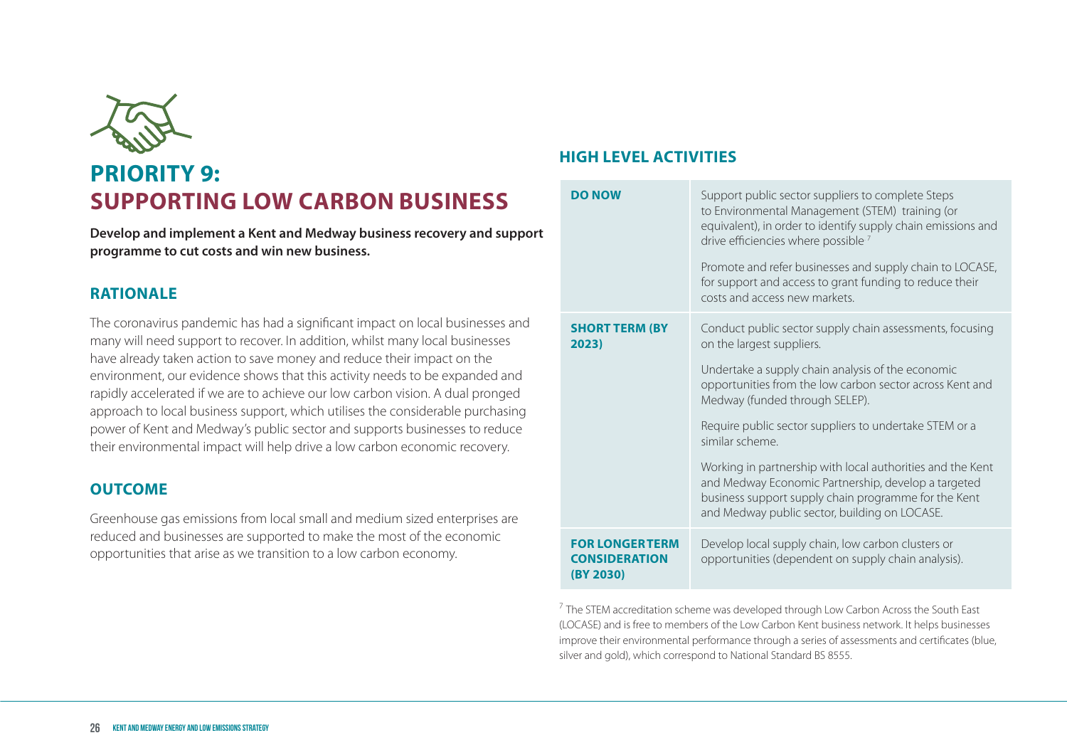# PRIORITY 9: SUPPORTING LOW CARBON BUSINESS

**Develop and implement a Kent and Medway business recovery and support programme to cut costs and win new business.**

## RATIONALE

The coronavirus pandemic has had a significant impact on local businesses and many will need support to recover. In addition, whilst many local businesses have already taken action to save money and reduce their impact on the environment, our evidence shows that this activity needs to be expanded and rapidly accelerated if we are to achieve our low carbon vision. A dual pronged approach to local business support, which utilises the considerable purchasing power of Kent and Medway's public sector and supports businesses to reduce their environmental impact will help drive a low carbon economic recovery.

## OUTCOME

Greenhouse gas emissions from local small and medium sized enterprises are reduced and businesses are supported to make the most of the economic opportunities that arise as we transition to a low carbon economy.

## HIGH LEVEL ACTIVITIES

| | |
|---|---|
| **DO NOW** | Support public sector suppliers to complete Steps to Environmental Management (STEM) training (or equivalent), in order to identify supply chain emissions and drive efficiencies where possible [7]<br><br>Promote and refer businesses and supply chain to LOCASE, for support and access to grant funding to reduce their costs and access new markets. |
| **SHORT TERM (BY 2023)** | Conduct public sector supply chain assessments, focusing on the largest suppliers.<br><br>Undertake a supply chain analysis of the economic opportunities from the low carbon sector across Kent and Medway (funded through SELEP).<br><br>Require public sector suppliers to undertake STEM or a similar scheme.<br><br>Working in partnership with local authorities and the Kent and Medway Economic Partnership, develop a targeted business support supply chain programme for the Kent and Medway public sector, building on LOCASE. |
| **FOR LONGER TERM CONSIDERATION (BY 2030)** | Develop local supply chain, low carbon clusters or opportunities (dependent on supply chain analysis). |

[7] The STEM accreditation scheme was developed through Low Carbon Across the South East (LOCASE) and is free to members of the Low Carbon Kent business network. It helps businesses improve their environmental performance through a series of assessments and certificates (blue, silver and gold), which correspond to National Standard BS 8555.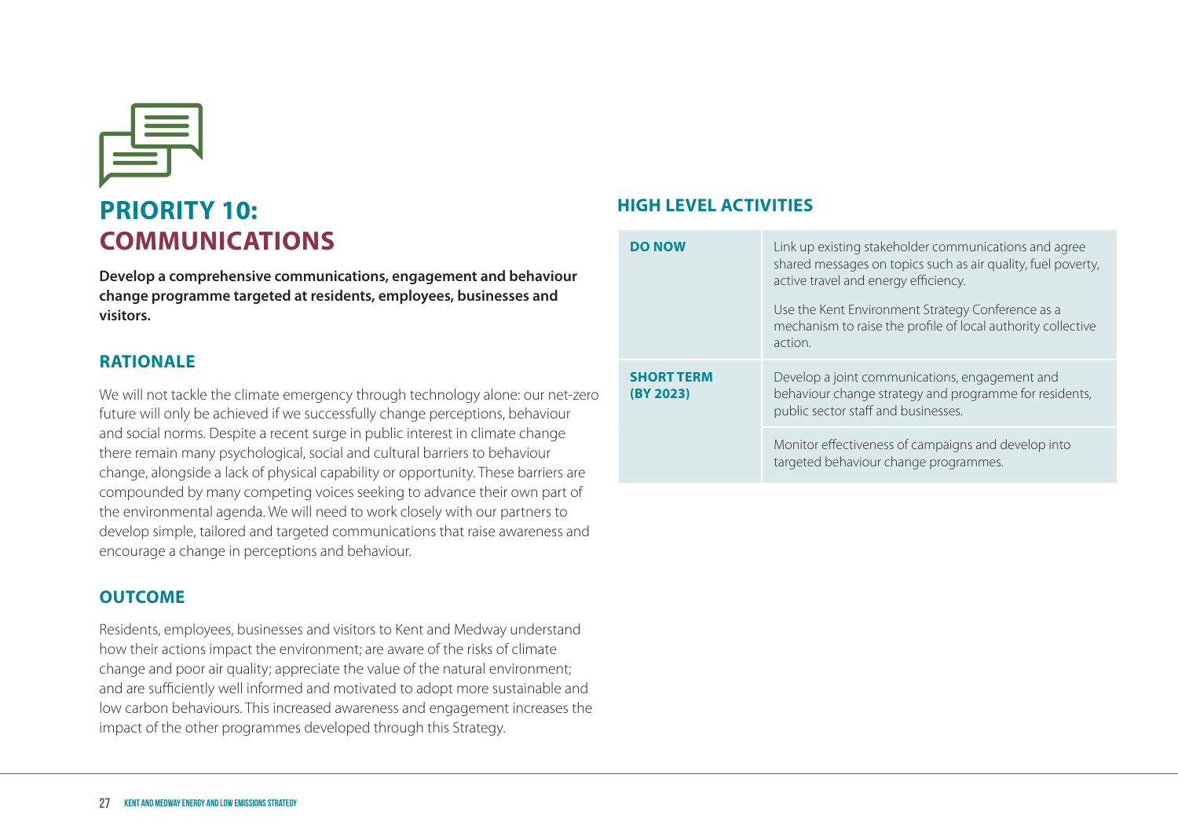# PRIORITY 10: COMMUNICATIONS

**Develop a comprehensive communications, engagement and behaviour change programme targeted at residents, employees, businesses and visitors.**

## RATIONALE

We will not tackle the climate emergency through technology alone: our net-zero future will only be achieved if we successfully change perceptions, behaviour and social norms. Despite a recent surge in public interest in climate change there remain many psychological, social and cultural barriers to behaviour change, alongside a lack of physical capability or opportunity. These barriers are compounded by many competing voices seeking to advance their own part of the environmental agenda. We will need to work closely with our partners to develop simple, tailored and targeted communications that raise awareness and encourage a change in perceptions and behaviour.

## OUTCOME

Residents, employees, businesses and visitors to Kent and Medway understand how their actions impact the environment; are aware of the risks of climate change and poor air quality; appreciate the value of the natural environment; and are sufficiently well informed and motivated to adopt more sustainable and low carbon behaviours. This increased awareness and engagement increases the impact of the other programmes developed through this Strategy.

## HIGH LEVEL ACTIVITIES

| | |
|---|---|
| **DO NOW** | Link up existing stakeholder communications and agree shared messages on topics such as air quality, fuel poverty, active travel and energy efficiency.<br><br>Use the Kent Environment Strategy Conference as a mechanism to raise the profile of local authority collective action. |
| **SHORT TERM (BY 2023)** | Develop a joint communications, engagement and behaviour change strategy and programme for residents, public sector staff and businesses. |
| | Monitor effectiveness of campaigns and develop into targeted behaviour change programmes. |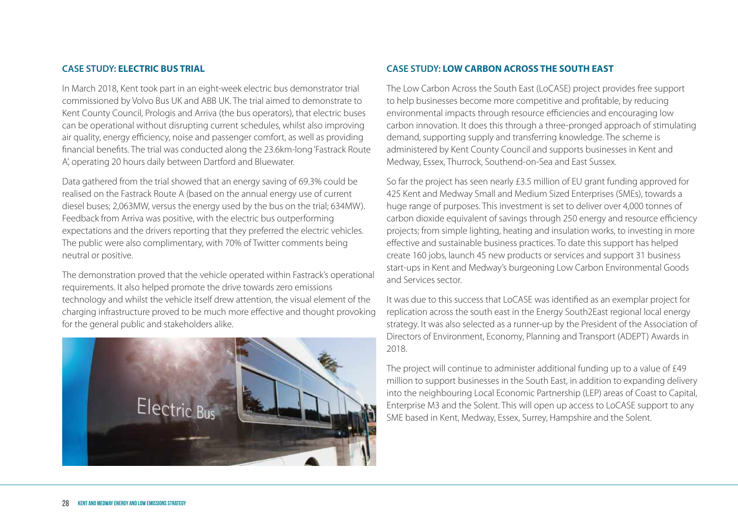## CASE STUDY: ELECTRIC BUS TRIAL

In March 2018, Kent took part in an eight-week electric bus demonstrator trial commissioned by Volvo Bus UK and ABB UK. The trial aimed to demonstrate to Kent County Council, Prologis and Arriva (the bus operators), that electric buses can be operational without disrupting current schedules, whilst also improving air quality, energy efficiency, noise and passenger comfort, as well as providing financial benefits. The trial was conducted along the 23.6km-long 'Fastrack Route A', operating 20 hours daily between Dartford and Bluewater.

Data gathered from the trial showed that an energy saving of 69.3% could be realised on the Fastrack Route A (based on the annual energy use of current diesel buses; 2,063MW, versus the energy used by the bus on the trial; 634MW). Feedback from Arriva was positive, with the electric bus outperforming expectations and the drivers reporting that they preferred the electric vehicles. The public were also complimentary, with 70% of Twitter comments being neutral or positive.

The demonstration proved that the vehicle operated within Fastrack's operational requirements. It also helped promote the drive towards zero emissions technology and whilst the vehicle itself drew attention, the visual element of the charging infrastructure proved to be much more effective and thought provoking for the general public and stakeholders alike.

## CASE STUDY: LOW CARBON ACROSS THE SOUTH EAST

The Low Carbon Across the South East (LoCASE) project provides free support to help businesses become more competitive and profitable, by reducing environmental impacts through resource efficiencies and encouraging low carbon innovation. It does this through a three-pronged approach of stimulating demand, supporting supply and transferring knowledge. The scheme is administered by Kent County Council and supports businesses in Kent and Medway, Essex, Thurrock, Southend-on-Sea and East Sussex.

So far the project has seen nearly £3.5 million of EU grant funding approved for 425 Kent and Medway Small and Medium Sized Enterprises (SMEs), towards a huge range of purposes. This investment is set to deliver over 4,000 tonnes of carbon dioxide equivalent of savings through 250 energy and resource efficiency projects; from simple lighting, heating and insulation works, to investing in more effective and sustainable business practices. To date this support has helped create 160 jobs, launch 45 new products or services and support 31 business start-ups in Kent and Medway's burgeoning Low Carbon Environmental Goods and Services sector.

It was due to this success that LoCASE was identified as an exemplar project for replication across the south east in the Energy South2East regional local energy strategy. It was also selected as a runner-up by the President of the Association of Directors of Environment, Economy, Planning and Transport (ADEPT) Awards in 2018.

The project will continue to administer additional funding up to a value of £49 million to support businesses in the South East, in addition to expanding delivery into the neighbouring Local Economic Partnership (LEP) areas of Coast to Capital, Enterprise M3 and the Solent. This will open up access to LoCASE support to any SME based in Kent, Medway, Essex, Surrey, Hampshire and the Solent.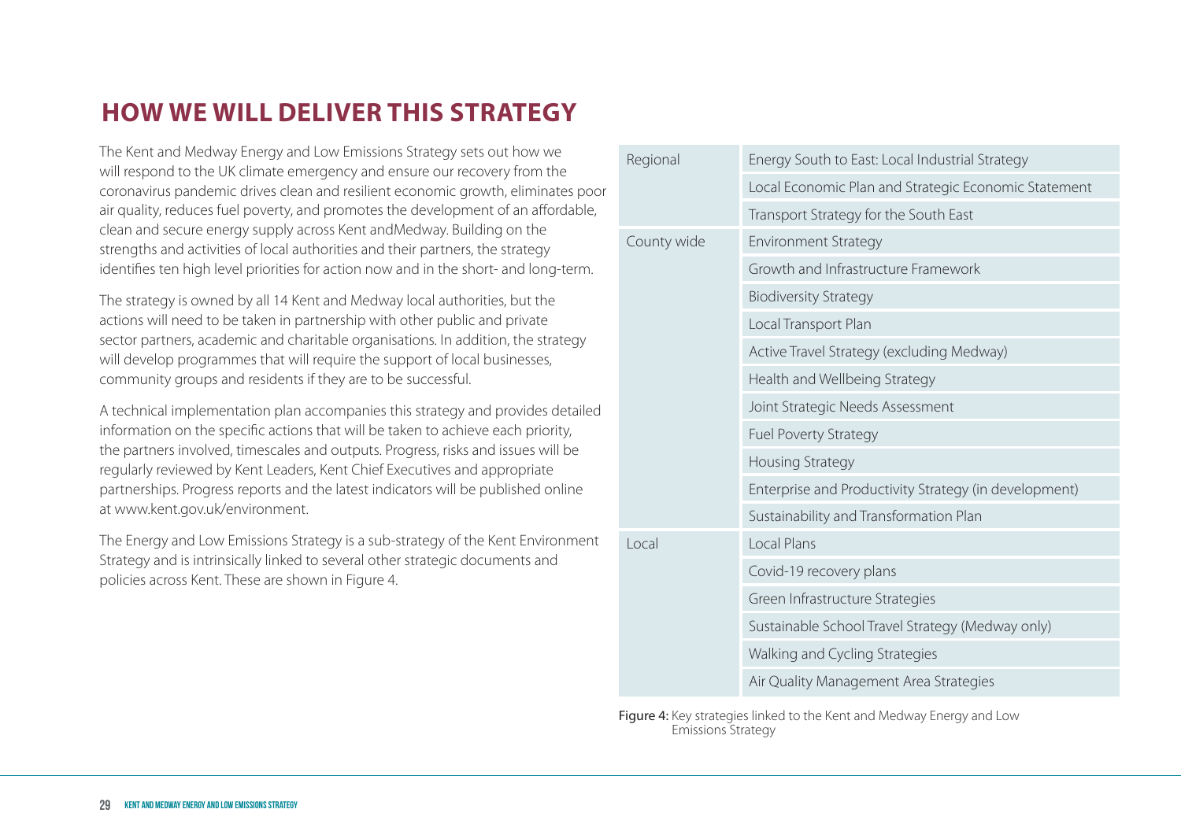# HOW WE WILL DELIVER THIS STRATEGY

The Kent and Medway Energy and Low Emissions Strategy sets out how we will respond to the UK climate emergency and ensure our recovery from the coronavirus pandemic drives clean and resilient economic growth, eliminates poor air quality, reduces fuel poverty, and promotes the development of an affordable, clean and secure energy supply across Kent andMedway. Building on the strengths and activities of local authorities and their partners, the strategy identifies ten high level priorities for action now and in the short- and long-term.

The strategy is owned by all 14 Kent and Medway local authorities, but the actions will need to be taken in partnership with other public and private sector partners, academic and charitable organisations. In addition, the strategy will develop programmes that will require the support of local businesses, community groups and residents if they are to be successful.

A technical implementation plan accompanies this strategy and provides detailed information on the specific actions that will be taken to achieve each priority, the partners involved, timescales and outputs. Progress, risks and issues will be regularly reviewed by Kent Leaders, Kent Chief Executives and appropriate partnerships. Progress reports and the latest indicators will be published online at www.kent.gov.uk/environment.

The Energy and Low Emissions Strategy is a sub-strategy of the Kent Environment Strategy and is intrinsically linked to several other strategic documents and policies across Kent. These are shown in Figure 4.

| | |
|---|---|
| Regional | Energy South to East: Local Industrial Strategy |
| | Local Economic Plan and Strategic Economic Statement |
| | Transport Strategy for the South East |
| County wide | Environment Strategy |
| | Growth and Infrastructure Framework |
| | Biodiversity Strategy |
| | Local Transport Plan |
| | Active Travel Strategy (excluding Medway) |
| | Health and Wellbeing Strategy |
| | Joint Strategic Needs Assessment |
| | Fuel Poverty Strategy |
| | Housing Strategy |
| | Enterprise and Productivity Strategy (in development) |
| | Sustainability and Transformation Plan |
| Local | Local Plans |
| | Covid-19 recovery plans |
| | Green Infrastructure Strategies |
| | Sustainable School Travel Strategy (Medway only) |
| | Walking and Cycling Strategies |
| | Air Quality Management Area Strategies |

**Figure 4:** Key strategies linked to the Kent and Medway Energy and Low Emissions Strategy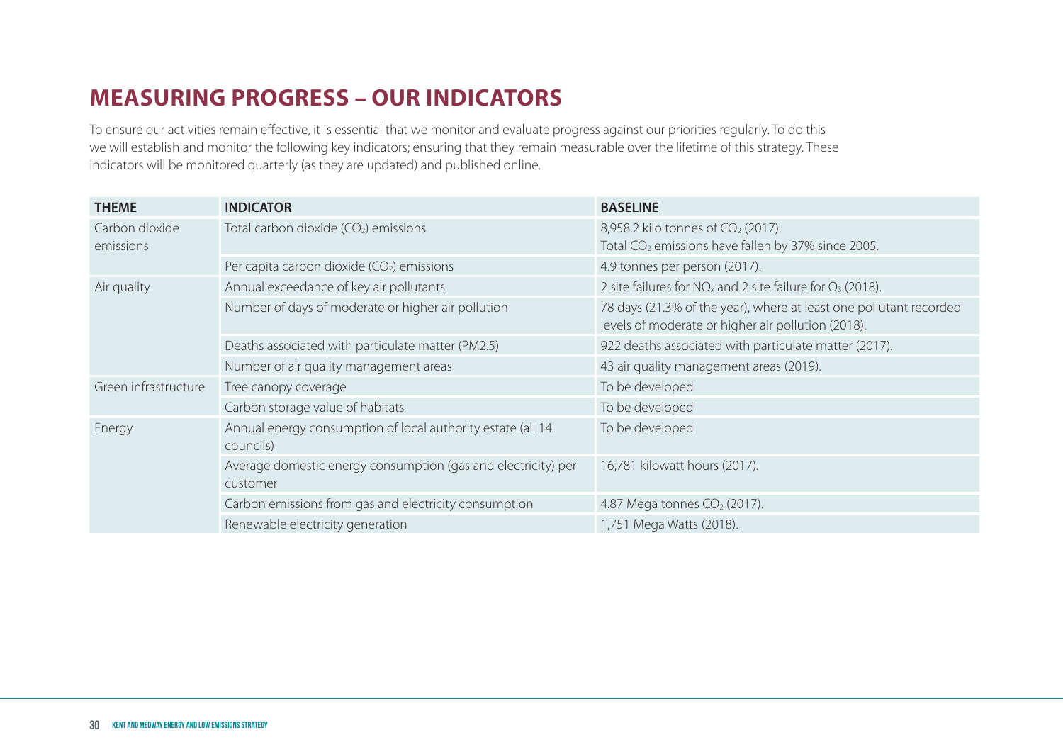## MEASURING PROGRESS – OUR INDICATORS

To ensure our activities remain effective, it is essential that we monitor and evaluate progress against our priorities regularly. To do this we will establish and monitor the following key indicators; ensuring that they remain measurable over the lifetime of this strategy. These indicators will be monitored quarterly (as they are updated) and published online.

| THEME | INDICATOR | BASELINE |
|---|---|---|
| Carbon dioxide emissions | Total carbon dioxide ($CO_2$) emissions | 8,958.2 kilo tonnes of $CO_2$ (2017). Total $CO_2$ emissions have fallen by 37% since 2005. |
| | Per capita carbon dioxide ($CO_2$) emissions | 4.9 tonnes per person (2017). |
| Air quality | Annual exceedance of key air pollutants | 2 site failures for $NO_x$ and 2 site failure for $O_3$ (2018). |
| | Number of days of moderate or higher air pollution | 78 days (21.3% of the year), where at least one pollutant recorded levels of moderate or higher air pollution (2018). |
| | Deaths associated with particulate matter (PM2.5) | 922 deaths associated with particulate matter (2017). |
| | Number of air quality management areas | 43 air quality management areas (2019). |
| Green infrastructure | Tree canopy coverage | To be developed |
| | Carbon storage value of habitats | To be developed |
| Energy | Annual energy consumption of local authority estate (all 14 councils) | To be developed |
| | Average domestic energy consumption (gas and electricity) per customer | 16,781 kilowatt hours (2017). |
| | Carbon emissions from gas and electricity consumption | 4.87 Mega tonnes $CO_2$ (2017). |
| | Renewable electricity generation | 1,751 Mega Watts (2018). |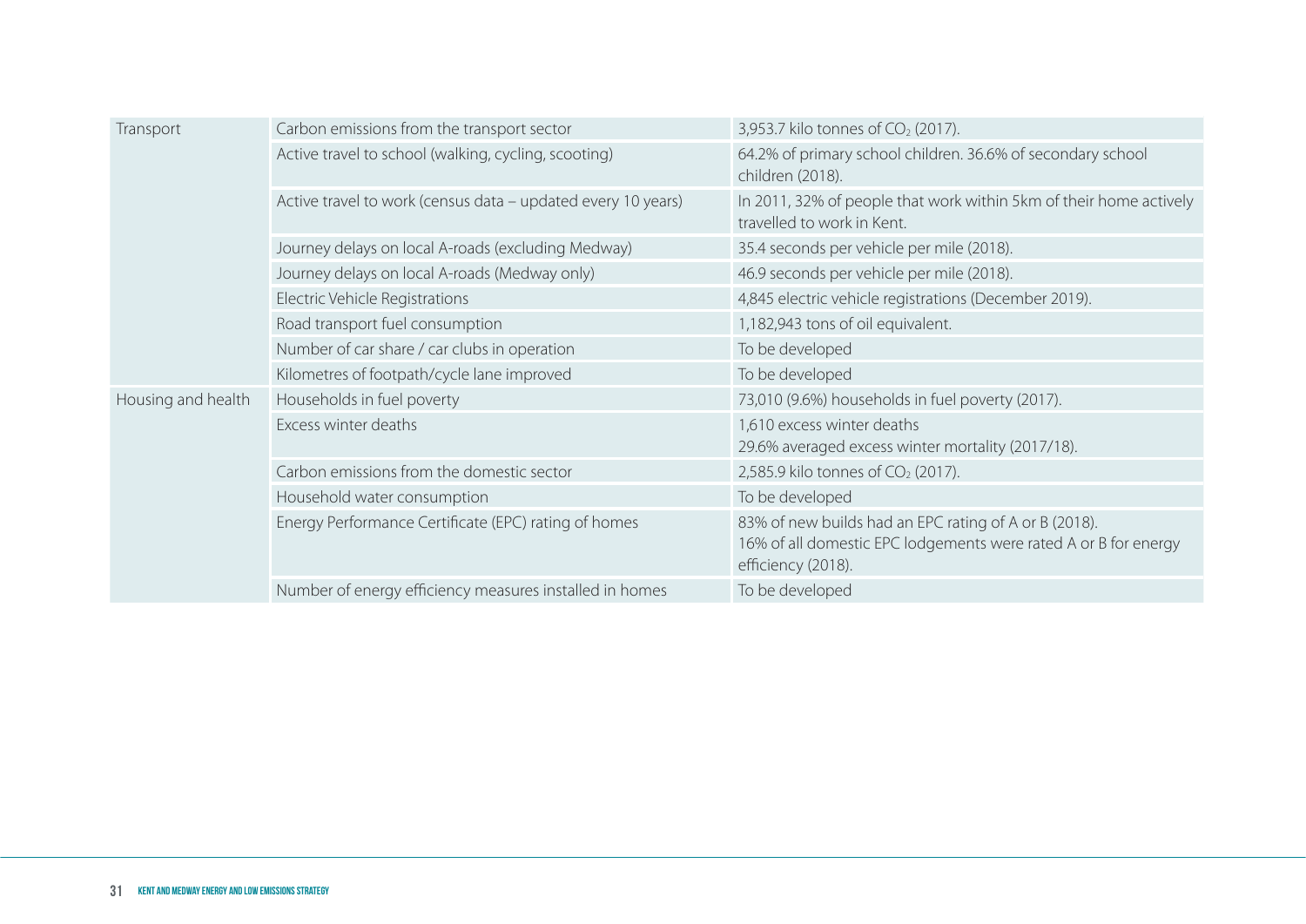| | | |
|---|---|---|
| Transport | Carbon emissions from the transport sector | 3,953.7 kilo tonnes of $CO_2$ (2017). |
| | Active travel to school (walking, cycling, scooting) | 64.2% of primary school children. 36.6% of secondary school children (2018). |
| | Active travel to work (census data – updated every 10 years) | In 2011, 32% of people that work within 5km of their home actively travelled to work in Kent. |
| | Journey delays on local A-roads (excluding Medway) | 35.4 seconds per vehicle per mile (2018). |
| | Journey delays on local A-roads (Medway only) | 46.9 seconds per vehicle per mile (2018). |
| | Electric Vehicle Registrations | 4,845 electric vehicle registrations (December 2019). |
| | Road transport fuel consumption | 1,182,943 tons of oil equivalent. |
| | Number of car share / car clubs in operation | To be developed |
| | Kilometres of footpath/cycle lane improved | To be developed |
| Housing and health | Households in fuel poverty | 73,010 (9.6%) households in fuel poverty (2017). |
| | Excess winter deaths | 1,610 excess winter deaths<br>29.6% averaged excess winter mortality (2017/18). |
| | Carbon emissions from the domestic sector | 2,585.9 kilo tonnes of $CO_2$ (2017). |
| | Household water consumption | To be developed |
| | Energy Performance Certificate (EPC) rating of homes | 83% of new builds had an EPC rating of A or B (2018).<br>16% of all domestic EPC lodgements were rated A or B for energy efficiency (2018). |
| | Number of energy efficiency measures installed in homes | To be developed |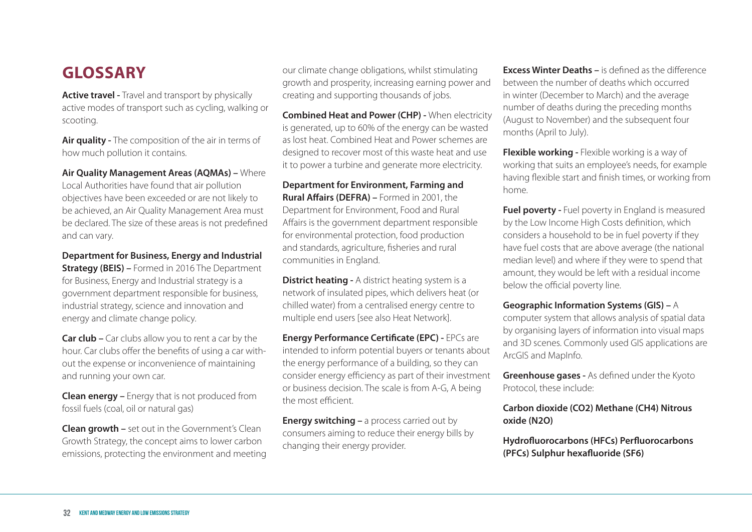# GLOSSARY

**Active travel -** Travel and transport by physically active modes of transport such as cycling, walking or scooting.

**Air quality -** The composition of the air in terms of how much pollution it contains.

**Air Quality Management Areas (AQMAs) –** Where Local Authorities have found that air pollution objectives have been exceeded or are not likely to be achieved, an Air Quality Management Area must be declared. The size of these areas is not predefined and can vary.

**Department for Business, Energy and Industrial Strategy (BEIS) –** Formed in 2016 The Department for Business, Energy and Industrial strategy is a government department responsible for business, industrial strategy, science and innovation and energy and climate change policy.

**Car club –** Car clubs allow you to rent a car by the hour. Car clubs offer the benefits of using a car without the expense or inconvenience of maintaining and running your own car.

**Clean energy –** Energy that is not produced from fossil fuels (coal, oil or natural gas)

**Clean growth –** set out in the Government's Clean Growth Strategy, the concept aims to lower carbon emissions, protecting the environment and meeting our climate change obligations, whilst stimulating growth and prosperity, increasing earning power and creating and supporting thousands of jobs.

**Combined Heat and Power (CHP) -** When electricity is generated, up to 60% of the energy can be wasted as lost heat. Combined Heat and Power schemes are designed to recover most of this waste heat and use it to power a turbine and generate more electricity.

**Department for Environment, Farming and Rural Affairs (DEFRA) –** Formed in 2001, the Department for Environment, Food and Rural Affairs is the government department responsible for environmental protection, food production and standards, agriculture, fisheries and rural communities in England.

**District heating -** A district heating system is a network of insulated pipes, which delivers heat (or chilled water) from a centralised energy centre to multiple end users [see also Heat Network].

**Energy Performance Certificate (EPC) -** EPCs are intended to inform potential buyers or tenants about the energy performance of a building, so they can consider energy efficiency as part of their investment or business decision. The scale is from A-G, A being the most efficient.

**Energy switching –** a process carried out by consumers aiming to reduce their energy bills by changing their energy provider.

**Excess Winter Deaths –** is defined as the difference between the number of deaths which occurred in winter (December to March) and the average number of deaths during the preceding months (August to November) and the subsequent four months (April to July).

**Flexible working -** Flexible working is a way of working that suits an employee's needs, for example having flexible start and finish times, or working from home.

**Fuel poverty -** Fuel poverty in England is measured by the Low Income High Costs definition, which considers a household to be in fuel poverty if they have fuel costs that are above average (the national median level) and where if they were to spend that amount, they would be left with a residual income below the official poverty line.

**Geographic Information Systems (GIS) –** A computer system that allows analysis of spatial data by organising layers of information into visual maps and 3D scenes. Commonly used GIS applications are ArcGIS and MapInfo.

**Greenhouse gases -** As defined under the Kyoto Protocol, these include:

**Carbon dioxide ($CO_2$) Methane ($CH_4$) Nitrous oxide ($N_2O$)**

**Hydrofluorocarbons (HFCs) Perfluorocarbons (PFCs) Sulphur hexafluoride ($SF_6$)**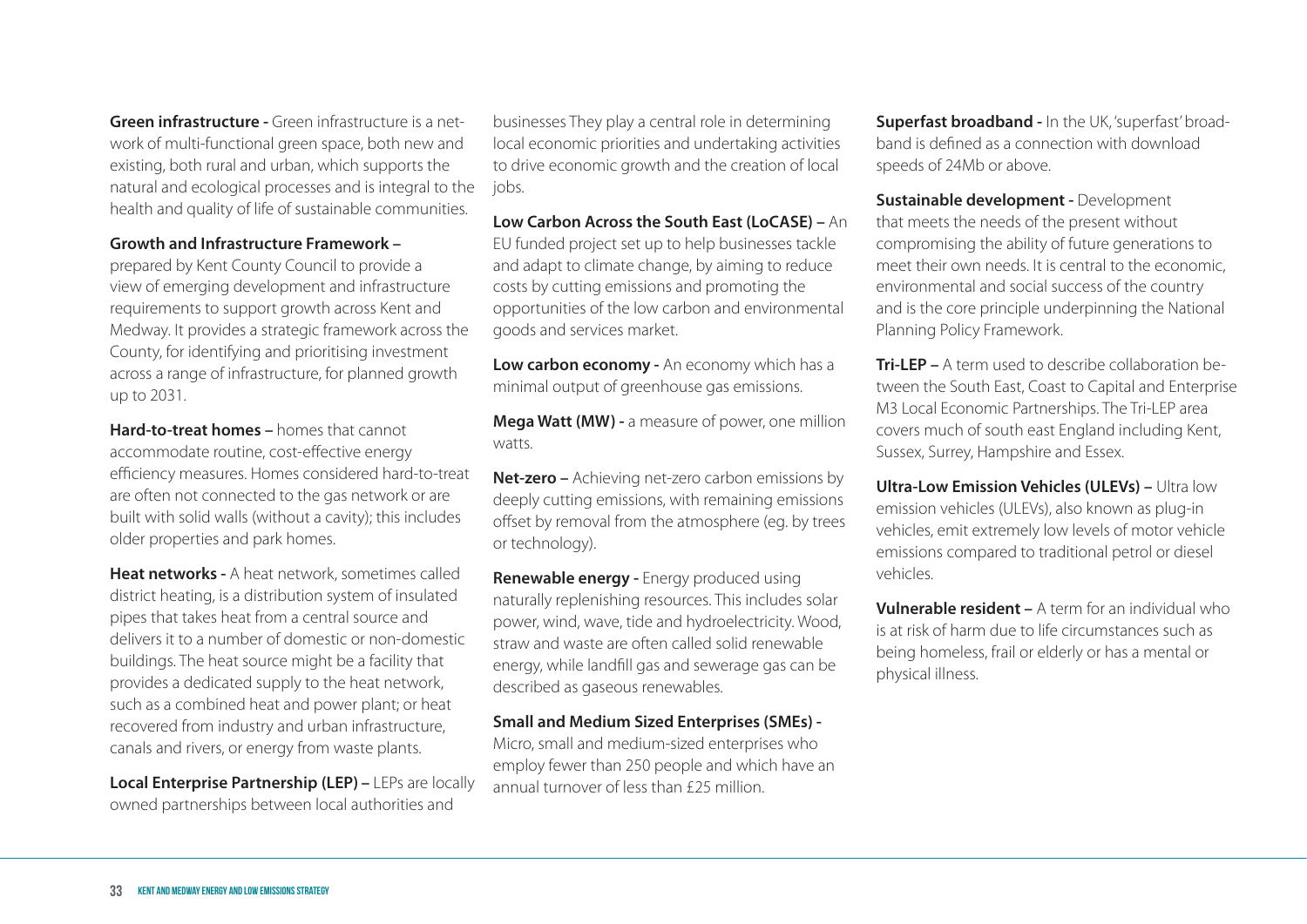**Green infrastructure -** Green infrastructure is a network of multi-functional green space, both new and existing, both rural and urban, which supports the natural and ecological processes and is integral to the health and quality of life of sustainable communities.

**Growth and Infrastructure Framework –** prepared by Kent County Council to provide a view of emerging development and infrastructure requirements to support growth across Kent and Medway. It provides a strategic framework across the County, for identifying and prioritising investment across a range of infrastructure, for planned growth up to 2031.

**Hard-to-treat homes –** homes that cannot accommodate routine, cost-effective energy efficiency measures. Homes considered hard-to-treat are often not connected to the gas network or are built with solid walls (without a cavity); this includes older properties and park homes.

**Heat networks -** A heat network, sometimes called district heating, is a distribution system of insulated pipes that takes heat from a central source and delivers it to a number of domestic or non-domestic buildings. The heat source might be a facility that provides a dedicated supply to the heat network, such as a combined heat and power plant; or heat recovered from industry and urban infrastructure, canals and rivers, or energy from waste plants.

**Local Enterprise Partnership (LEP) –** LEPs are locally owned partnerships between local authorities and businesses They play a central role in determining local economic priorities and undertaking activities to drive economic growth and the creation of local jobs.

**Low Carbon Across the South East (LoCASE) –** An EU funded project set up to help businesses tackle and adapt to climate change, by aiming to reduce costs by cutting emissions and promoting the opportunities of the low carbon and environmental goods and services market.

**Low carbon economy -** An economy which has a minimal output of greenhouse gas emissions.

**Mega Watt (MW) -** a measure of power, one million watts.

**Net-zero –** Achieving net-zero carbon emissions by deeply cutting emissions, with remaining emissions offset by removal from the atmosphere (eg. by trees or technology).

**Renewable energy -** Energy produced using naturally replenishing resources. This includes solar power, wind, wave, tide and hydroelectricity. Wood, straw and waste are often called solid renewable energy, while landfill gas and sewerage gas can be described as gaseous renewables.

**Small and Medium Sized Enterprises (SMEs) -** Micro, small and medium-sized enterprises who employ fewer than 250 people and which have an annual turnover of less than £25 million.

**Superfast broadband -** In the UK, 'superfast' broadband is defined as a connection with download speeds of 24Mb or above.

**Sustainable development -** Development that meets the needs of the present without compromising the ability of future generations to meet their own needs. It is central to the economic, environmental and social success of the country and is the core principle underpinning the National Planning Policy Framework.

**Tri-LEP –** A term used to describe collaboration between the South East, Coast to Capital and Enterprise M3 Local Economic Partnerships. The Tri-LEP area covers much of south east England including Kent, Sussex, Surrey, Hampshire and Essex.

**Ultra-Low Emission Vehicles (ULEVs) –** Ultra low emission vehicles (ULEVs), also known as plug-in vehicles, emit extremely low levels of motor vehicle emissions compared to traditional petrol or diesel vehicles.

**Vulnerable resident –** A term for an individual who is at risk of harm due to life circumstances such as being homeless, frail or elderly or has a mental or physical illness.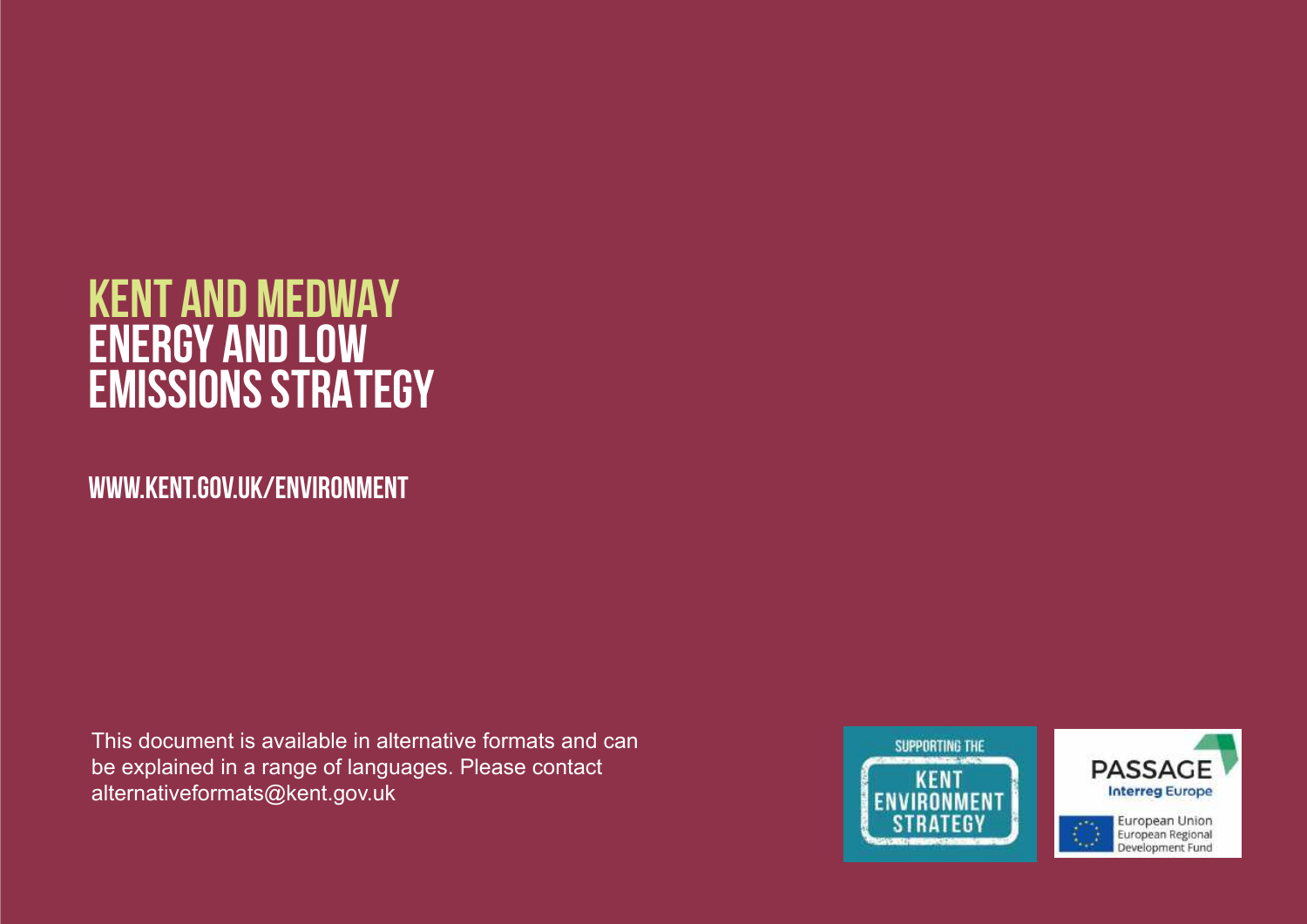# KENT AND MEDWAY ENERGY AND LOW EMISSIONS STRATEGY

WWW.KENT.GOV.UK/ENVIRONMENT

This document is available in alternative formats and can be explained in a range of languages. Please contact alternativeformats@kent.gov.uk

SUPPORTING THE KENT ENVIRONMENT STRATEGY

PASSAGE Interreg Europe

European Union European Regional Development Fund